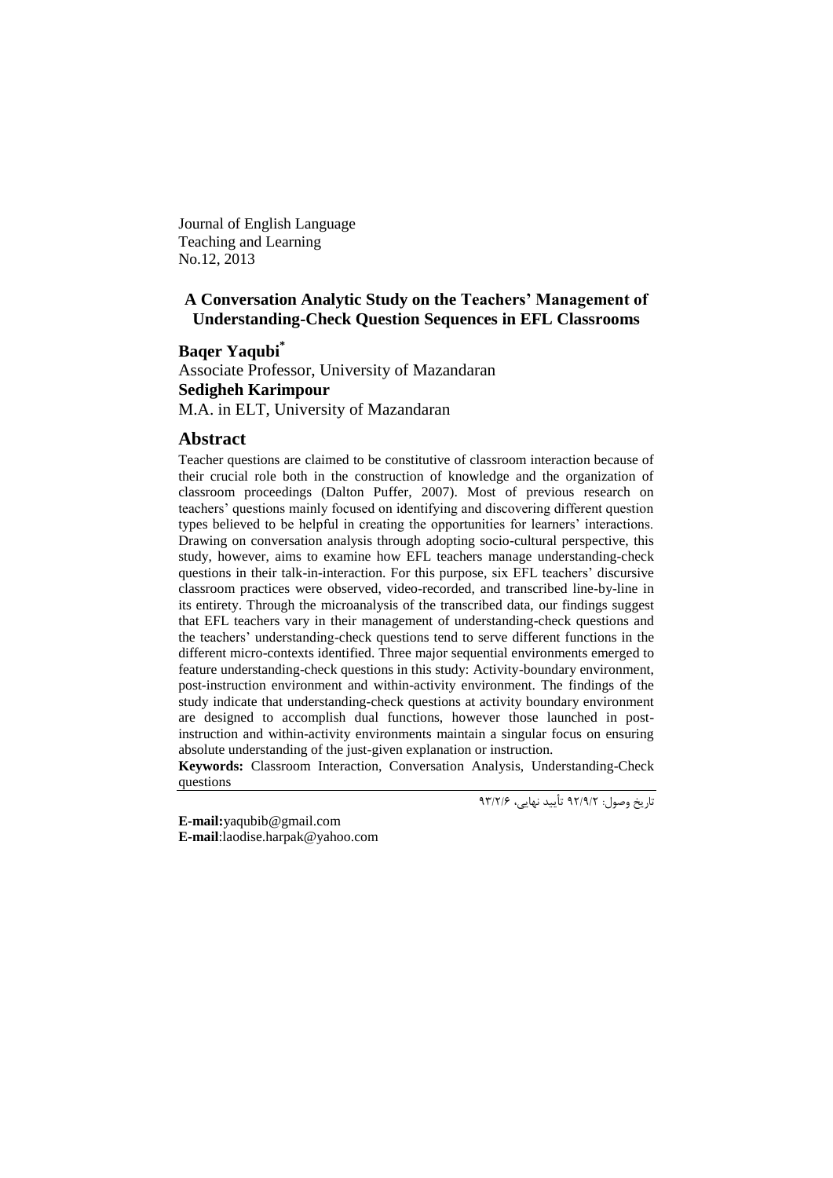Journal of English Language
Teaching and Learning
No.12, 2013

# A Conversation Analytic Study on the Teachers' Management of Understanding-Check Question Sequences in EFL Classrooms

**Baqer Yaqubi**[*]
Associate Professor, University of Mazandaran
**Sedigheh Karimpour**
M.A. in ELT, University of Mazandaran

## Abstract

Teacher questions are claimed to be constitutive of classroom interaction because of their crucial role both in the construction of knowledge and the organization of classroom proceedings (Dalton Puffer, 2007). Most of previous research on teachers' questions mainly focused on identifying and discovering different question types believed to be helpful in creating the opportunities for learners' interactions. Drawing on conversation analysis through adopting socio-cultural perspective, this study, however, aims to examine how EFL teachers manage understanding-check questions in their talk-in-interaction. For this purpose, six EFL teachers' discursive classroom practices were observed, video-recorded, and transcribed line-by-line in its entirety. Through the microanalysis of the transcribed data, our findings suggest that EFL teachers vary in their management of understanding-check questions and the teachers' understanding-check questions tend to serve different functions in the different micro-contexts identified. Three major sequential environments emerged to feature understanding-check questions in this study: Activity-boundary environment, post-instruction environment and within-activity environment. The findings of the study indicate that understanding-check questions at activity boundary environment are designed to accomplish dual functions, however those launched in post-instruction and within-activity environments maintain a singular focus on ensuring absolute understanding of the just-given explanation or instruction.

**Keywords:** Classroom Interaction, Conversation Analysis, Understanding-Check questions

تاریخ وصول: ۹۲/۹/۲ تأیید نهایی، ۹۳/۲/۶

**E-mail:**yaqubib@gmail.com
**E-mail**:laodise.harpak@yahoo.com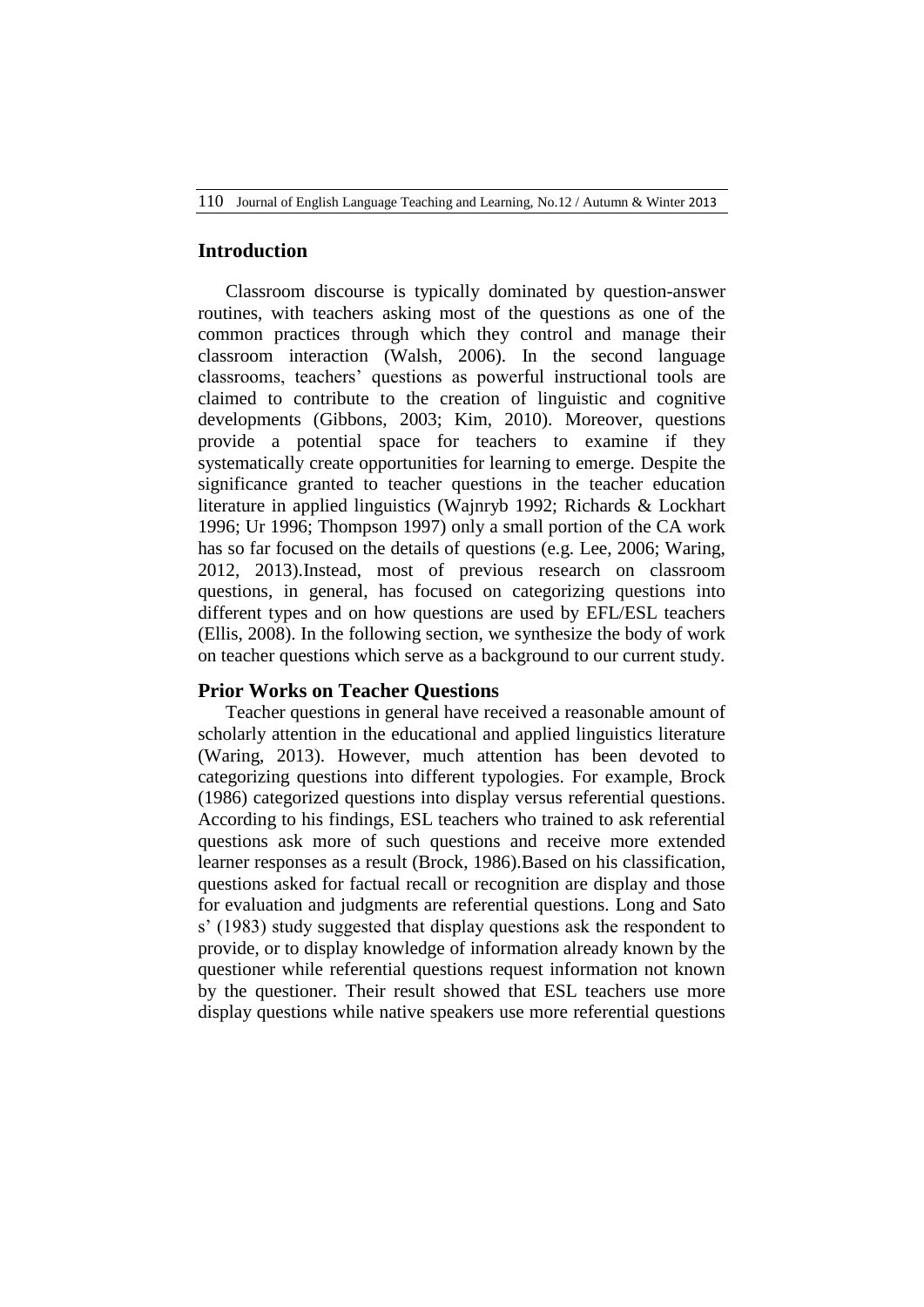## Introduction

Classroom discourse is typically dominated by question-answer routines, with teachers asking most of the questions as one of the common practices through which they control and manage their classroom interaction (Walsh, 2006). In the second language classrooms, teachers' questions as powerful instructional tools are claimed to contribute to the creation of linguistic and cognitive developments (Gibbons, 2003; Kim, 2010). Moreover, questions provide a potential space for teachers to examine if they systematically create opportunities for learning to emerge. Despite the significance granted to teacher questions in the teacher education literature in applied linguistics (Wajnryb 1992; Richards & Lockhart 1996; Ur 1996; Thompson 1997) only a small portion of the CA work has so far focused on the details of questions (e.g. Lee, 2006; Waring, 2012, 2013).Instead, most of previous research on classroom questions, in general, has focused on categorizing questions into different types and on how questions are used by EFL/ESL teachers (Ellis, 2008). In the following section, we synthesize the body of work on teacher questions which serve as a background to our current study.

## Prior Works on Teacher Questions

Teacher questions in general have received a reasonable amount of scholarly attention in the educational and applied linguistics literature (Waring, 2013). However, much attention has been devoted to categorizing questions into different typologies. For example, Brock (1986) categorized questions into display versus referential questions. According to his findings, ESL teachers who trained to ask referential questions ask more of such questions and receive more extended learner responses as a result (Brock, 1986).Based on his classification, questions asked for factual recall or recognition are display and those for evaluation and judgments are referential questions. Long and Sato s' (1983) study suggested that display questions ask the respondent to provide, or to display knowledge of information already known by the questioner while referential questions request information not known by the questioner. Their result showed that ESL teachers use more display questions while native speakers use more referential questions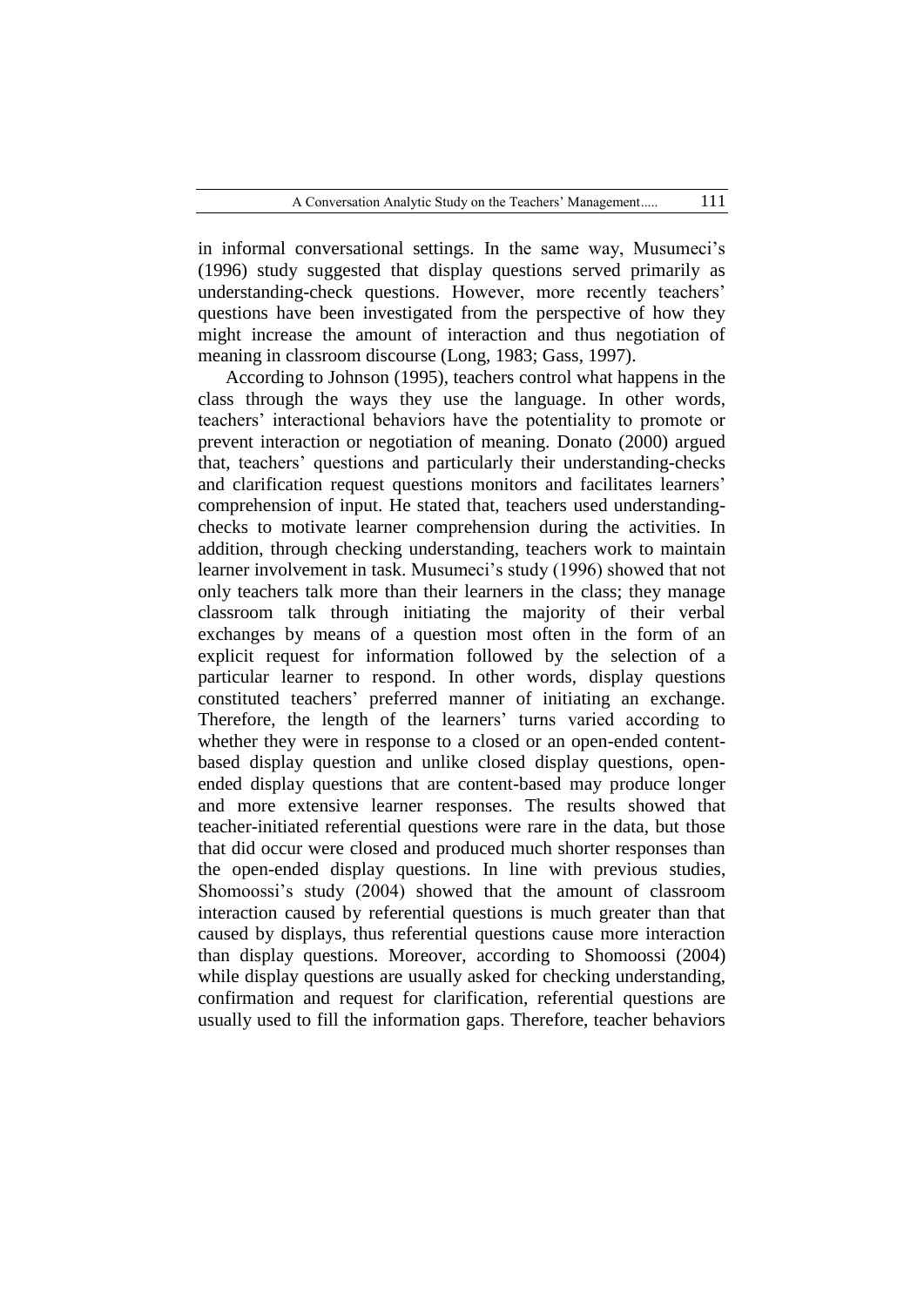in informal conversational settings. In the same way, Musumeci's (1996) study suggested that display questions served primarily as understanding-check questions. However, more recently teachers' questions have been investigated from the perspective of how they might increase the amount of interaction and thus negotiation of meaning in classroom discourse (Long, 1983; Gass, 1997).

According to Johnson (1995), teachers control what happens in the class through the ways they use the language. In other words, teachers' interactional behaviors have the potentiality to promote or prevent interaction or negotiation of meaning. Donato (2000) argued that, teachers' questions and particularly their understanding-checks and clarification request questions monitors and facilitates learners' comprehension of input. He stated that, teachers used understanding-checks to motivate learner comprehension during the activities. In addition, through checking understanding, teachers work to maintain learner involvement in task. Musumeci's study (1996) showed that not only teachers talk more than their learners in the class; they manage classroom talk through initiating the majority of their verbal exchanges by means of a question most often in the form of an explicit request for information followed by the selection of a particular learner to respond. In other words, display questions constituted teachers' preferred manner of initiating an exchange. Therefore, the length of the learners' turns varied according to whether they were in response to a closed or an open-ended content-based display question and unlike closed display questions, open-ended display questions that are content-based may produce longer and more extensive learner responses. The results showed that teacher-initiated referential questions were rare in the data, but those that did occur were closed and produced much shorter responses than the open-ended display questions. In line with previous studies, Shomoossi's study (2004) showed that the amount of classroom interaction caused by referential questions is much greater than that caused by displays, thus referential questions cause more interaction than display questions. Moreover, according to Shomoossi (2004) while display questions are usually asked for checking understanding, confirmation and request for clarification, referential questions are usually used to fill the information gaps. Therefore, teacher behaviors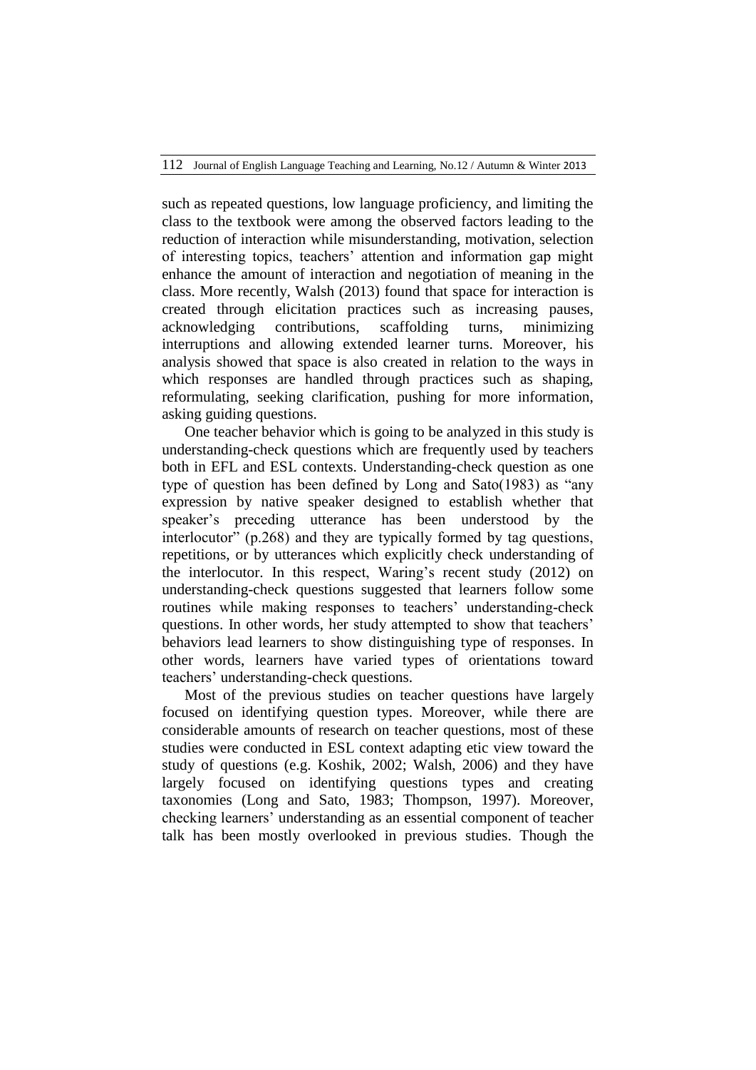such as repeated questions, low language proficiency, and limiting the class to the textbook were among the observed factors leading to the reduction of interaction while misunderstanding, motivation, selection of interesting topics, teachers' attention and information gap might enhance the amount of interaction and negotiation of meaning in the class. More recently, Walsh (2013) found that space for interaction is created through elicitation practices such as increasing pauses, acknowledging contributions, scaffolding turns, minimizing interruptions and allowing extended learner turns. Moreover, his analysis showed that space is also created in relation to the ways in which responses are handled through practices such as shaping, reformulating, seeking clarification, pushing for more information, asking guiding questions.

One teacher behavior which is going to be analyzed in this study is understanding-check questions which are frequently used by teachers both in EFL and ESL contexts. Understanding-check question as one type of question has been defined by Long and Sato(1983) as "any expression by native speaker designed to establish whether that speaker's preceding utterance has been understood by the interlocutor" (p.268) and they are typically formed by tag questions, repetitions, or by utterances which explicitly check understanding of the interlocutor. In this respect, Waring's recent study (2012) on understanding-check questions suggested that learners follow some routines while making responses to teachers' understanding-check questions. In other words, her study attempted to show that teachers' behaviors lead learners to show distinguishing type of responses. In other words, learners have varied types of orientations toward teachers' understanding-check questions.

Most of the previous studies on teacher questions have largely focused on identifying question types. Moreover, while there are considerable amounts of research on teacher questions, most of these studies were conducted in ESL context adapting etic view toward the study of questions (e.g. Koshik, 2002; Walsh, 2006) and they have largely focused on identifying questions types and creating taxonomies (Long and Sato, 1983; Thompson, 1997). Moreover, checking learners' understanding as an essential component of teacher talk has been mostly overlooked in previous studies. Though the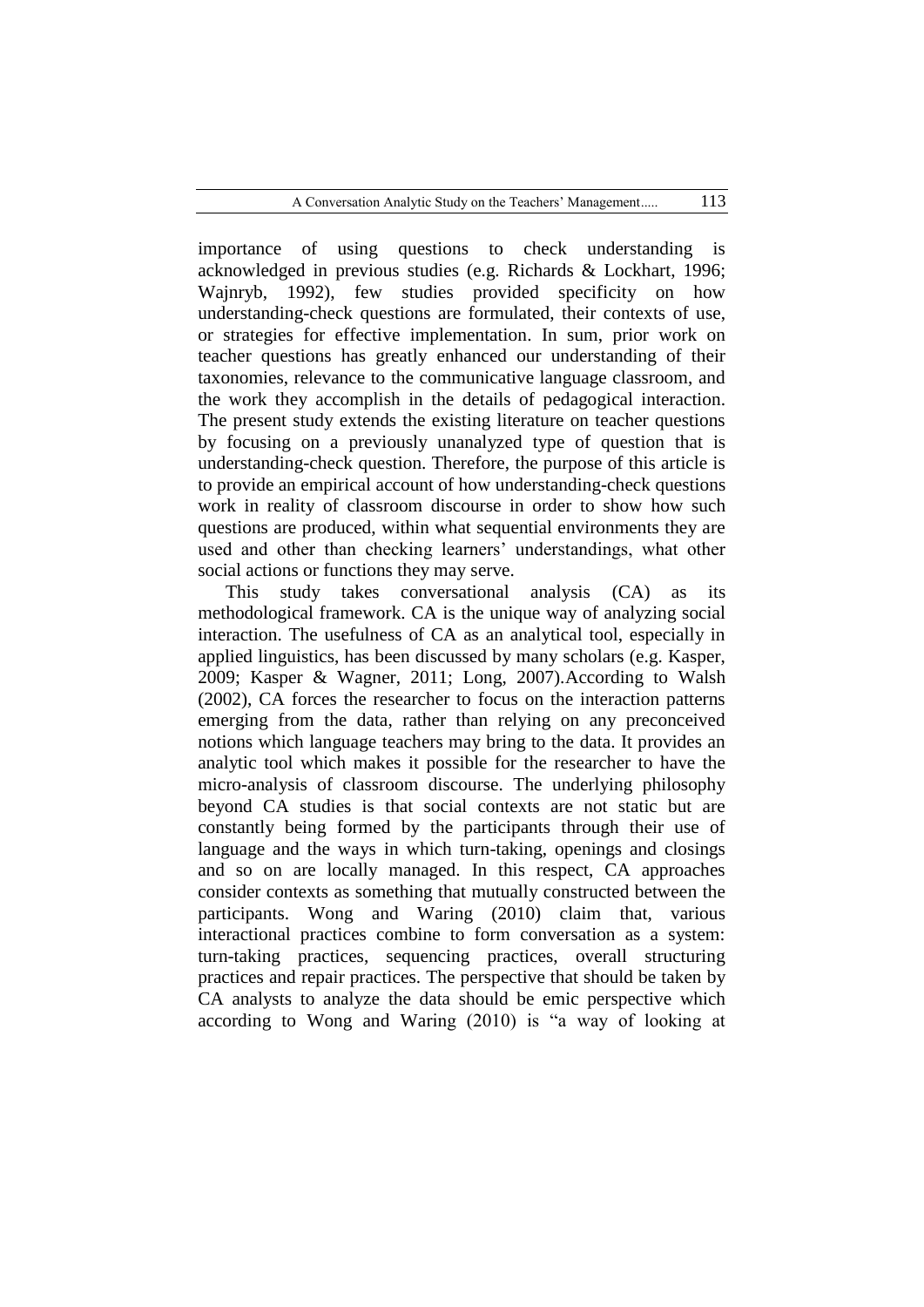importance of using questions to check understanding is acknowledged in previous studies (e.g. Richards & Lockhart, 1996; Wajnryb, 1992), few studies provided specificity on how understanding-check questions are formulated, their contexts of use, or strategies for effective implementation. In sum, prior work on teacher questions has greatly enhanced our understanding of their taxonomies, relevance to the communicative language classroom, and the work they accomplish in the details of pedagogical interaction. The present study extends the existing literature on teacher questions by focusing on a previously unanalyzed type of question that is understanding-check question. Therefore, the purpose of this article is to provide an empirical account of how understanding-check questions work in reality of classroom discourse in order to show how such questions are produced, within what sequential environments they are used and other than checking learners' understandings, what other social actions or functions they may serve.

This study takes conversational analysis (CA) as its methodological framework. CA is the unique way of analyzing social interaction. The usefulness of CA as an analytical tool, especially in applied linguistics, has been discussed by many scholars (e.g. Kasper, 2009; Kasper & Wagner, 2011; Long, 2007).According to Walsh (2002), CA forces the researcher to focus on the interaction patterns emerging from the data, rather than relying on any preconceived notions which language teachers may bring to the data. It provides an analytic tool which makes it possible for the researcher to have the micro-analysis of classroom discourse. The underlying philosophy beyond CA studies is that social contexts are not static but are constantly being formed by the participants through their use of language and the ways in which turn-taking, openings and closings and so on are locally managed. In this respect, CA approaches consider contexts as something that mutually constructed between the participants. Wong and Waring (2010) claim that, various interactional practices combine to form conversation as a system: turn-taking practices, sequencing practices, overall structuring practices and repair practices. The perspective that should be taken by CA analysts to analyze the data should be emic perspective which according to Wong and Waring (2010) is "a way of looking at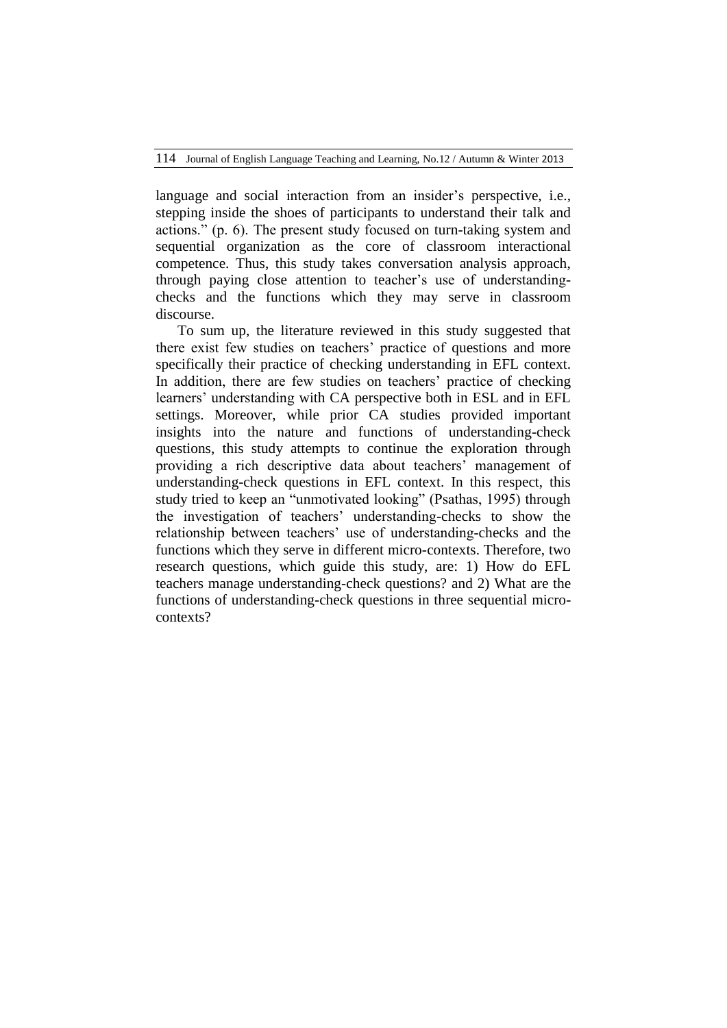language and social interaction from an insider's perspective, i.e., stepping inside the shoes of participants to understand their talk and actions." (p. 6). The present study focused on turn-taking system and sequential organization as the core of classroom interactional competence. Thus, this study takes conversation analysis approach, through paying close attention to teacher's use of understanding-checks and the functions which they may serve in classroom discourse.

To sum up, the literature reviewed in this study suggested that there exist few studies on teachers' practice of questions and more specifically their practice of checking understanding in EFL context. In addition, there are few studies on teachers' practice of checking learners' understanding with CA perspective both in ESL and in EFL settings. Moreover, while prior CA studies provided important insights into the nature and functions of understanding-check questions, this study attempts to continue the exploration through providing a rich descriptive data about teachers' management of understanding-check questions in EFL context. In this respect, this study tried to keep an "unmotivated looking" (Psathas, 1995) through the investigation of teachers' understanding-checks to show the relationship between teachers' use of understanding-checks and the functions which they serve in different micro-contexts. Therefore, two research questions, which guide this study, are: 1) How do EFL teachers manage understanding-check questions? and 2) What are the functions of understanding-check questions in three sequential micro-contexts?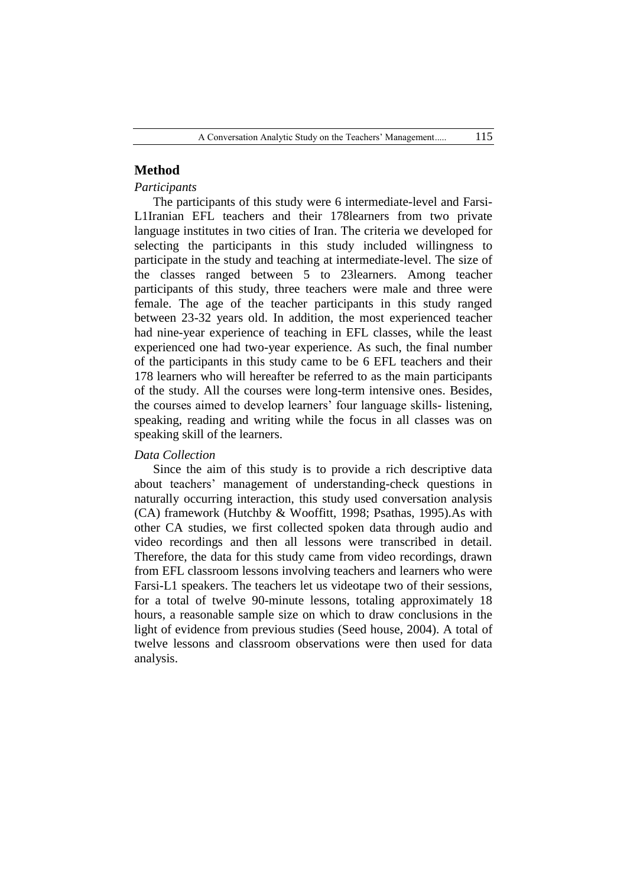## Method

*Participants*

The participants of this study were 6 intermediate-level and Farsi-L1Iranian EFL teachers and their 178learners from two private language institutes in two cities of Iran. The criteria we developed for selecting the participants in this study included willingness to participate in the study and teaching at intermediate-level. The size of the classes ranged between 5 to 23learners. Among teacher participants of this study, three teachers were male and three were female. The age of the teacher participants in this study ranged between 23-32 years old. In addition, the most experienced teacher had nine-year experience of teaching in EFL classes, while the least experienced one had two-year experience. As such, the final number of the participants in this study came to be 6 EFL teachers and their 178 learners who will hereafter be referred to as the main participants of the study. All the courses were long-term intensive ones. Besides, the courses aimed to develop learners' four language skills- listening, speaking, reading and writing while the focus in all classes was on speaking skill of the learners.

*Data Collection*

Since the aim of this study is to provide a rich descriptive data about teachers' management of understanding-check questions in naturally occurring interaction, this study used conversation analysis (CA) framework (Hutchby & Wooffitt, 1998; Psathas, 1995).As with other CA studies, we first collected spoken data through audio and video recordings and then all lessons were transcribed in detail. Therefore, the data for this study came from video recordings, drawn from EFL classroom lessons involving teachers and learners who were Farsi-L1 speakers. The teachers let us videotape two of their sessions, for a total of twelve 90-minute lessons, totaling approximately 18 hours, a reasonable sample size on which to draw conclusions in the light of evidence from previous studies (Seed house, 2004). A total of twelve lessons and classroom observations were then used for data analysis.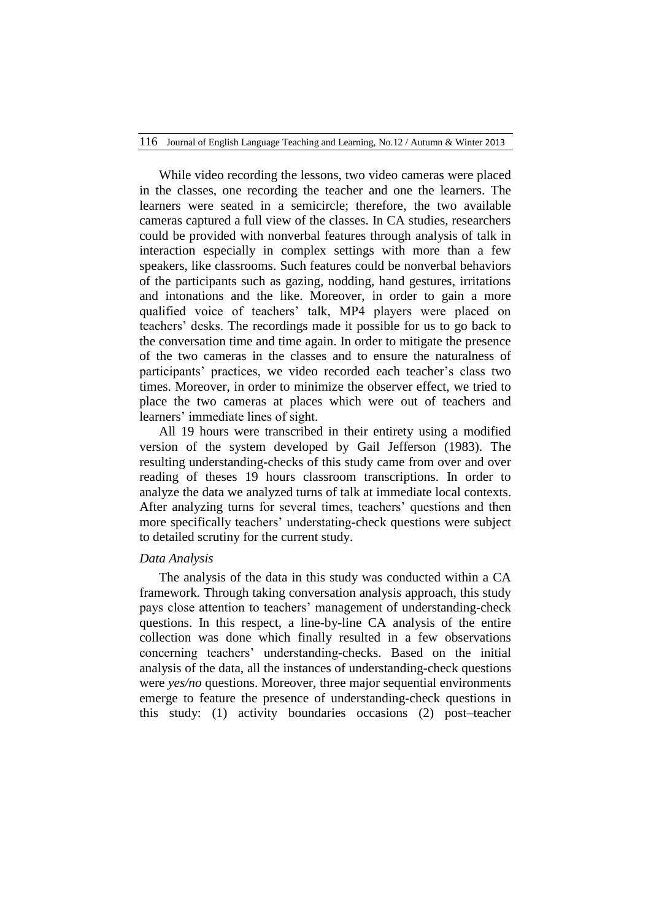While video recording the lessons, two video cameras were placed in the classes, one recording the teacher and one the learners. The learners were seated in a semicircle; therefore, the two available cameras captured a full view of the classes. In CA studies, researchers could be provided with nonverbal features through analysis of talk in interaction especially in complex settings with more than a few speakers, like classrooms. Such features could be nonverbal behaviors of the participants such as gazing, nodding, hand gestures, irritations and intonations and the like. Moreover, in order to gain a more qualified voice of teachers' talk, MP4 players were placed on teachers' desks. The recordings made it possible for us to go back to the conversation time and time again. In order to mitigate the presence of the two cameras in the classes and to ensure the naturalness of participants' practices, we video recorded each teacher's class two times. Moreover, in order to minimize the observer effect, we tried to place the two cameras at places which were out of teachers and learners' immediate lines of sight.

All 19 hours were transcribed in their entirety using a modified version of the system developed by Gail Jefferson (1983). The resulting understanding-checks of this study came from over and over reading of theses 19 hours classroom transcriptions. In order to analyze the data we analyzed turns of talk at immediate local contexts. After analyzing turns for several times, teachers' questions and then more specifically teachers' understating-check questions were subject to detailed scrutiny for the current study.

*Data Analysis*

The analysis of the data in this study was conducted within a CA framework. Through taking conversation analysis approach, this study pays close attention to teachers' management of understanding-check questions. In this respect, a line-by-line CA analysis of the entire collection was done which finally resulted in a few observations concerning teachers' understanding-checks. Based on the initial analysis of the data, all the instances of understanding-check questions were *yes/no* questions. Moreover, three major sequential environments emerge to feature the presence of understanding-check questions in this study: (1) activity boundaries occasions (2) post–teacher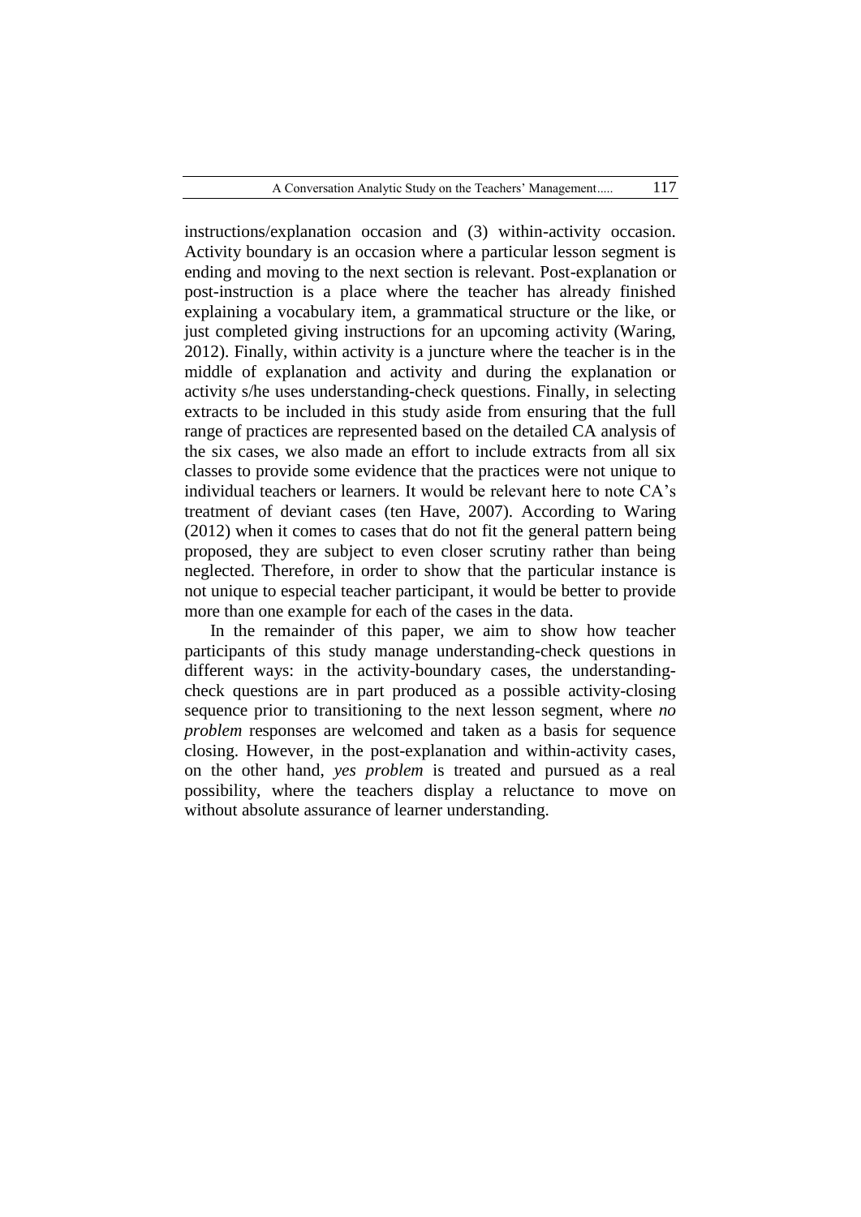instructions/explanation occasion and (3) within-activity occasion. Activity boundary is an occasion where a particular lesson segment is ending and moving to the next section is relevant. Post-explanation or post-instruction is a place where the teacher has already finished explaining a vocabulary item, a grammatical structure or the like, or just completed giving instructions for an upcoming activity (Waring, 2012). Finally, within activity is a juncture where the teacher is in the middle of explanation and activity and during the explanation or activity s/he uses understanding-check questions. Finally, in selecting extracts to be included in this study aside from ensuring that the full range of practices are represented based on the detailed CA analysis of the six cases, we also made an effort to include extracts from all six classes to provide some evidence that the practices were not unique to individual teachers or learners. It would be relevant here to note CA's treatment of deviant cases (ten Have, 2007). According to Waring (2012) when it comes to cases that do not fit the general pattern being proposed, they are subject to even closer scrutiny rather than being neglected. Therefore, in order to show that the particular instance is not unique to especial teacher participant, it would be better to provide more than one example for each of the cases in the data.

In the remainder of this paper, we aim to show how teacher participants of this study manage understanding-check questions in different ways: in the activity-boundary cases, the understanding-check questions are in part produced as a possible activity-closing sequence prior to transitioning to the next lesson segment, where *no problem* responses are welcomed and taken as a basis for sequence closing. However, in the post-explanation and within-activity cases, on the other hand, *yes problem* is treated and pursued as a real possibility, where the teachers display a reluctance to move on without absolute assurance of learner understanding.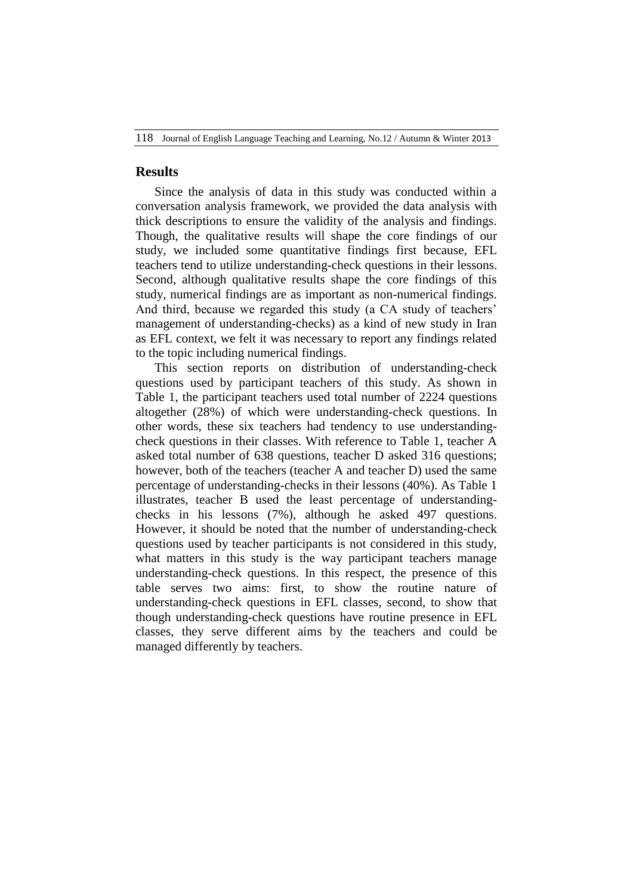## Results

Since the analysis of data in this study was conducted within a conversation analysis framework, we provided the data analysis with thick descriptions to ensure the validity of the analysis and findings. Though, the qualitative results will shape the core findings of our study, we included some quantitative findings first because, EFL teachers tend to utilize understanding-check questions in their lessons. Second, although qualitative results shape the core findings of this study, numerical findings are as important as non-numerical findings. And third, because we regarded this study (a CA study of teachers' management of understanding-checks) as a kind of new study in Iran as EFL context, we felt it was necessary to report any findings related to the topic including numerical findings.

This section reports on distribution of understanding-check questions used by participant teachers of this study. As shown in Table 1, the participant teachers used total number of 2224 questions altogether (28%) of which were understanding-check questions. In other words, these six teachers had tendency to use understanding-check questions in their classes. With reference to Table 1, teacher A asked total number of 638 questions, teacher D asked 316 questions; however, both of the teachers (teacher A and teacher D) used the same percentage of understanding-checks in their lessons (40%). As Table 1 illustrates, teacher B used the least percentage of understanding-checks in his lessons (7%), although he asked 497 questions. However, it should be noted that the number of understanding-check questions used by teacher participants is not considered in this study, what matters in this study is the way participant teachers manage understanding-check questions. In this respect, the presence of this table serves two aims: first, to show the routine nature of understanding-check questions in EFL classes, second, to show that though understanding-check questions have routine presence in EFL classes, they serve different aims by the teachers and could be managed differently by teachers.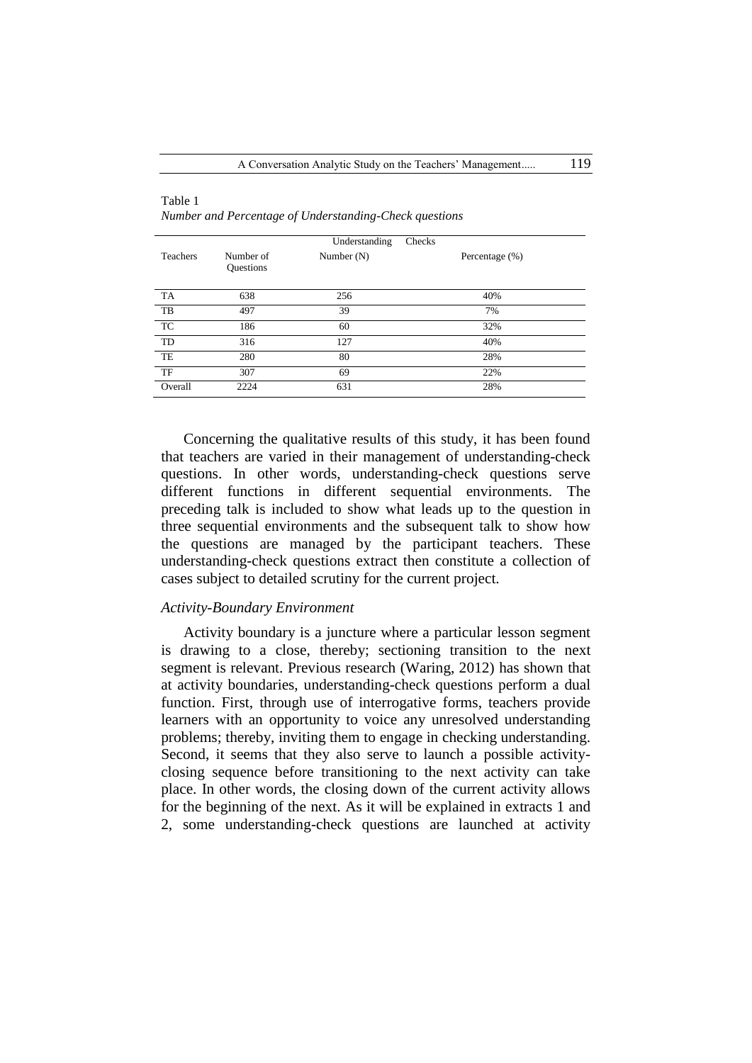Table 1
*Number and Percentage of Understanding-Check questions*

| Teachers | Number of Questions | Understanding Checks | |
|---|---|---|---|
| | | Number (N) | Percentage (%) |
| TA | 638 | 256 | 40% |
| TB | 497 | 39 | 7% |
| TC | 186 | 60 | 32% |
| TD | 316 | 127 | 40% |
| TE | 280 | 80 | 28% |
| TF | 307 | 69 | 22% |
| Overall | 2224 | 631 | 28% |

Concerning the qualitative results of this study, it has been found that teachers are varied in their management of understanding-check questions. In other words, understanding-check questions serve different functions in different sequential environments. The preceding talk is included to show what leads up to the question in three sequential environments and the subsequent talk to show how the questions are managed by the participant teachers. These understanding-check questions extract then constitute a collection of cases subject to detailed scrutiny for the current project.

### *Activity-Boundary Environment*

Activity boundary is a juncture where a particular lesson segment is drawing to a close, thereby; sectioning transition to the next segment is relevant. Previous research (Waring, 2012) has shown that at activity boundaries, understanding-check questions perform a dual function. First, through use of interrogative forms, teachers provide learners with an opportunity to voice any unresolved understanding problems; thereby, inviting them to engage in checking understanding. Second, it seems that they also serve to launch a possible activity-closing sequence before transitioning to the next activity can take place. In other words, the closing down of the current activity allows for the beginning of the next. As it will be explained in extracts 1 and 2, some understanding-check questions are launched at activity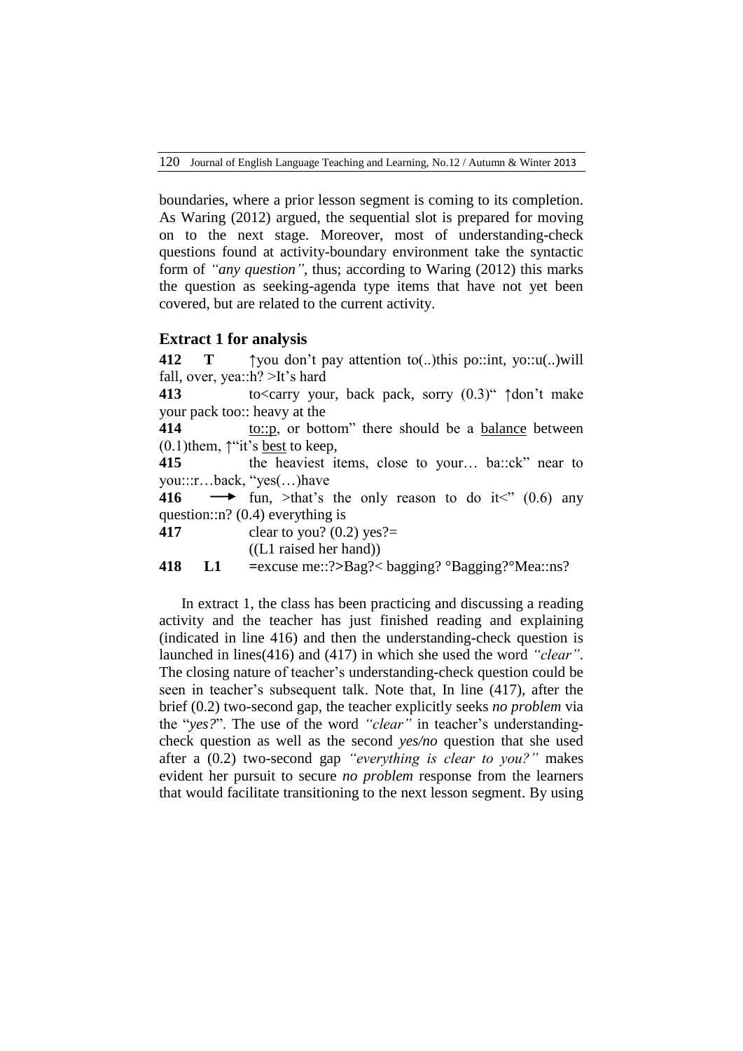boundaries, where a prior lesson segment is coming to its completion. As Waring (2012) argued, the sequential slot is prepared for moving on to the next stage. Moreover, most of understanding-check questions found at activity-boundary environment take the syntactic form of *"any question"*, thus; according to Waring (2012) this marks the question as seeking-agenda type items that have not yet been covered, but are related to the current activity.

## Extract 1 for analysis

**412** **T** ↑you don't pay attention to(..)this po::int, yo::u(..)will fall, over, yea::h? >It's hard

**413** to<carry your, back pack, sorry (0.3)" ↑don't make your pack too:: heavy at the

**414** to::p, or bottom" there should be a balance between (0.1)them, ↑"it's best to keep,

**415** the heaviest items, close to your… ba::ck" near to you:::r…back, "yes(…)have

**416** ⟶ fun, >that's the only reason to do it<" (0.6) any question::n? (0.4) everything is

**417** clear to you? (0.2) yes?=
((L1 raised her hand))

**418** **L1** =excuse me::?>Bag?< bagging? °Bagging?°Mea::ns?

In extract 1, the class has been practicing and discussing a reading activity and the teacher has just finished reading and explaining (indicated in line 416) and then the understanding-check question is launched in lines(416) and (417) in which she used the word *"clear"*. The closing nature of teacher's understanding-check question could be seen in teacher's subsequent talk. Note that, In line (417), after the brief (0.2) two-second gap, the teacher explicitly seeks *no problem* via the "*yes?*". The use of the word *"clear"* in teacher's understanding-check question as well as the second *yes/no* question that she used after a (0.2) two-second gap *"everything is clear to you?"* makes evident her pursuit to secure *no problem* response from the learners that would facilitate transitioning to the next lesson segment. By using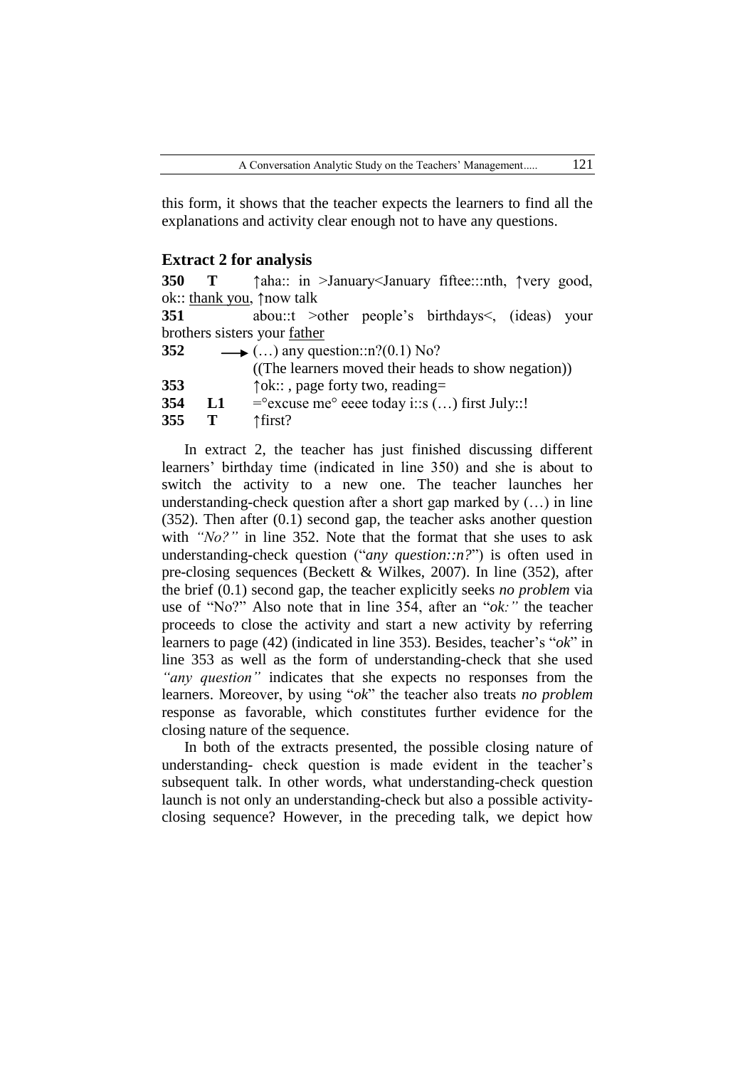this form, it shows that the teacher expects the learners to find all the explanations and activity clear enough not to have any questions.

## Extract 2 for analysis

**350** **T** ↑aha:: in >January<January fiftee:::nth, ↑very good, ok:: <u>thank you</u>, ↑now talk
**351** abou::t >other people's birthdays<, (ideas) your brothers sisters your <u>father</u>
**352** ⟶ (…) any question::n?(0.1) No?
((The learners moved their heads to show negation))
**353** ↑ok:: , page forty two, reading=
**354** **L1** =°excuse me° eeee today i::s (…) first July::!
**355** **T** ↑first?

In extract 2, the teacher has just finished discussing different learners' birthday time (indicated in line 350) and she is about to switch the activity to a new one. The teacher launches her understanding-check question after a short gap marked by (…) in line (352). Then after (0.1) second gap, the teacher asks another question with *"No?"* in line 352. Note that the format that she uses to ask understanding-check question ("*any question::n?*") is often used in pre-closing sequences (Beckett & Wilkes, 2007). In line (352), after the brief (0.1) second gap, the teacher explicitly seeks *no problem* via use of "No?" Also note that in line 354, after an "*ok:"* the teacher proceeds to close the activity and start a new activity by referring learners to page (42) (indicated in line 353). Besides, teacher's "*ok*" in line 353 as well as the form of understanding-check that she used *"any question"* indicates that she expects no responses from the learners. Moreover, by using "*ok*" the teacher also treats *no problem* response as favorable, which constitutes further evidence for the closing nature of the sequence.

In both of the extracts presented, the possible closing nature of understanding- check question is made evident in the teacher's subsequent talk. In other words, what understanding-check question launch is not only an understanding-check but also a possible activity-closing sequence? However, in the preceding talk, we depict how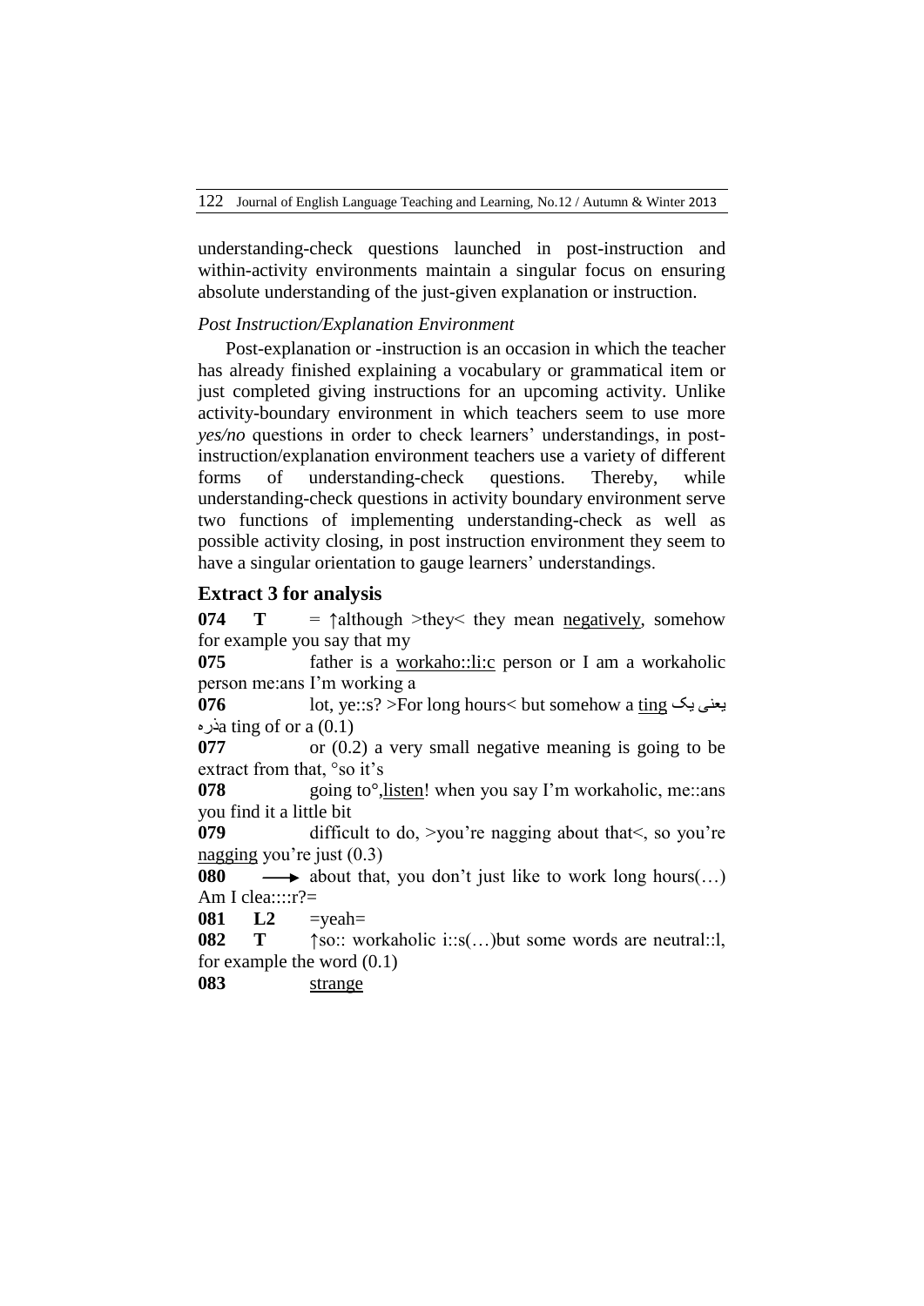understanding-check questions launched in post-instruction and within-activity environments maintain a singular focus on ensuring absolute understanding of the just-given explanation or instruction.

*Post Instruction/Explanation Environment*

Post-explanation or -instruction is an occasion in which the teacher has already finished explaining a vocabulary or grammatical item or just completed giving instructions for an upcoming activity. Unlike activity-boundary environment in which teachers seem to use more *yes/no* questions in order to check learners' understandings, in post-instruction/explanation environment teachers use a variety of different forms of understanding-check questions. Thereby, while understanding-check questions in activity boundary environment serve two functions of implementing understanding-check as well as possible activity closing, in post instruction environment they seem to have a singular orientation to gauge learners' understandings.

## Extract 3 for analysis

**074** **T** = ↑although >they< they mean <u>negatively</u>, somehow for example you say that my

**075** father is a <u>workaho::li:c</u> person or I am a workaholic person me:ans I'm working a

**076** lot, ye::s? >For long hours< but somehow a <u>ting</u> یعنی یک ذره a ting of or a (0.1)

**077** or (0.2) a very small negative meaning is going to be extract from that, °so it's

**078** going to°,<u>listen</u>! when you say I'm workaholic, me::ans you find it a little bit

**079** difficult to do, >you're nagging about that<, so you're <u>nagging</u> you're just (0.3)

**080** ⟶ about that, you don't just like to work long hours(…) Am I clea::::r?=

**081** **L2** =yeah=

**082** **T** ↑so:: workaholic i::s(…)but some words are neutral::l, for example the word (0.1)

**083** <u>strange</u>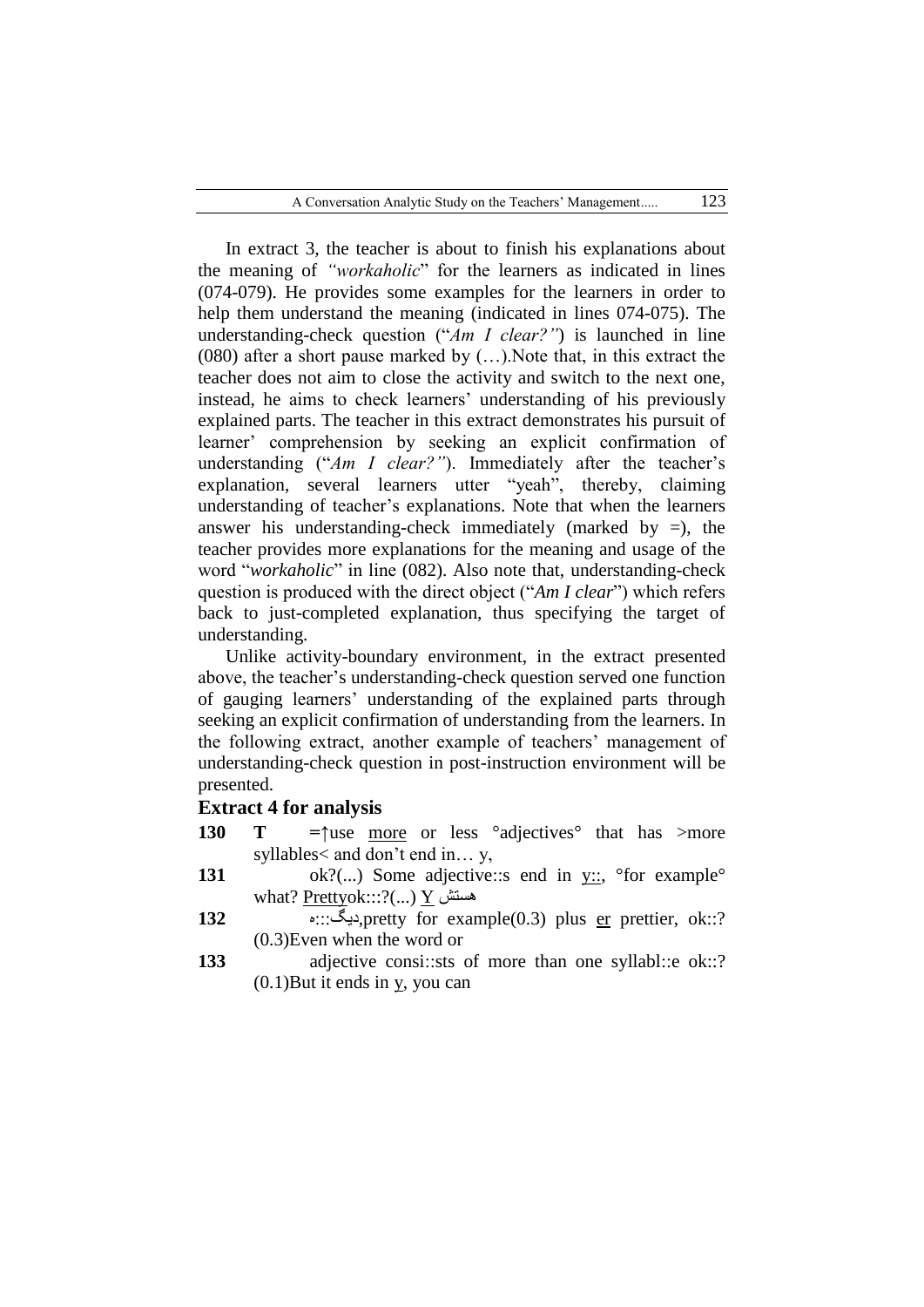In extract 3, the teacher is about to finish his explanations about the meaning of *"workaholic*" for the learners as indicated in lines (074-079). He provides some examples for the learners in order to help them understand the meaning (indicated in lines 074-075). The understanding-check question ("*Am I clear?"*) is launched in line (080) after a short pause marked by (…).Note that, in this extract the teacher does not aim to close the activity and switch to the next one, instead, he aims to check learners' understanding of his previously explained parts. The teacher in this extract demonstrates his pursuit of learner' comprehension by seeking an explicit confirmation of understanding ("*Am I clear?"*). Immediately after the teacher's explanation, several learners utter "yeah", thereby, claiming understanding of teacher's explanations. Note that when the learners answer his understanding-check immediately (marked by =), the teacher provides more explanations for the meaning and usage of the word "*workaholic*" in line (082). Also note that, understanding-check question is produced with the direct object ("*Am I clear*") which refers back to just-completed explanation, thus specifying the target of understanding.

Unlike activity-boundary environment, in the extract presented above, the teacher's understanding-check question served one function of gauging learners' understanding of the explained parts through seeking an explicit confirmation of understanding from the learners. In the following extract, another example of teachers' management of understanding-check question in post-instruction environment will be presented.

**Extract 4 for analysis**

**130** **T** =↑use <u>more</u> or less °adjectives° that has >more syllables< and don't end in… y,

**131** ok?(...) Some adjective::s end in <u>y::</u>, °for example° what? <u>Pretty</u>ok:::?(...) <u>Y</u> هستش

**132** دیگ:::ه,pretty for example(0.3) plus <u>er</u> prettier, ok::? (0.3)Even when the word or

**133** adjective consi::sts of more than one syllabl::e ok::? (0.1)But it ends in <u>y</u>, you can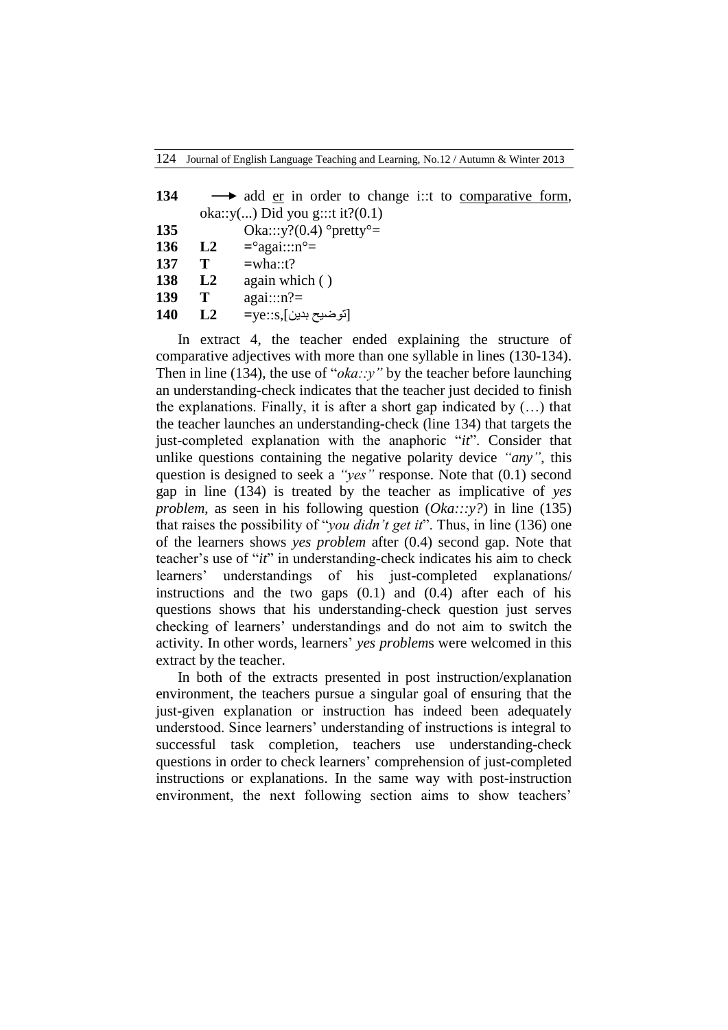| | | |
|---|---|---|
| **134** | | → add <u>er</u> in order to change i::t to <u>comparative form</u>, oka::y(...) Did you g:::t it?(0.1) |
| **135** | | Oka:::y?(0.4) °pretty°= |
| **136** | **L2** | =°agai:::n°= |
| **137** | **T** | =wha::t? |
| **138** | **L2** | again which ( ) |
| **139** | **T** | agai:::n?= |
| **140** | **L2** | =ye::s,[توضیح بدین] |

In extract 4, the teacher ended explaining the structure of comparative adjectives with more than one syllable in lines (130-134). Then in line (134), the use of "*oka::y"* by the teacher before launching an understanding-check indicates that the teacher just decided to finish the explanations. Finally, it is after a short gap indicated by (…) that the teacher launches an understanding-check (line 134) that targets the just-completed explanation with the anaphoric "*it*". Consider that unlike questions containing the negative polarity device *"any"*, this question is designed to seek a *"yes"* response. Note that (0.1) second gap in line (134) is treated by the teacher as implicative of *yes problem*, as seen in his following question (*Oka:::y?*) in line (135) that raises the possibility of "*you didn't get it*". Thus, in line (136) one of the learners shows *yes problem* after (0.4) second gap. Note that teacher's use of "*it*" in understanding-check indicates his aim to check learners' understandings of his just-completed explanations/ instructions and the two gaps (0.1) and (0.4) after each of his questions shows that his understanding-check question just serves checking of learners' understandings and do not aim to switch the activity. In other words, learners' *yes problem*s were welcomed in this extract by the teacher.

In both of the extracts presented in post instruction/explanation environment, the teachers pursue a singular goal of ensuring that the just-given explanation or instruction has indeed been adequately understood. Since learners' understanding of instructions is integral to successful task completion, teachers use understanding-check questions in order to check learners' comprehension of just-completed instructions or explanations. In the same way with post-instruction environment, the next following section aims to show teachers'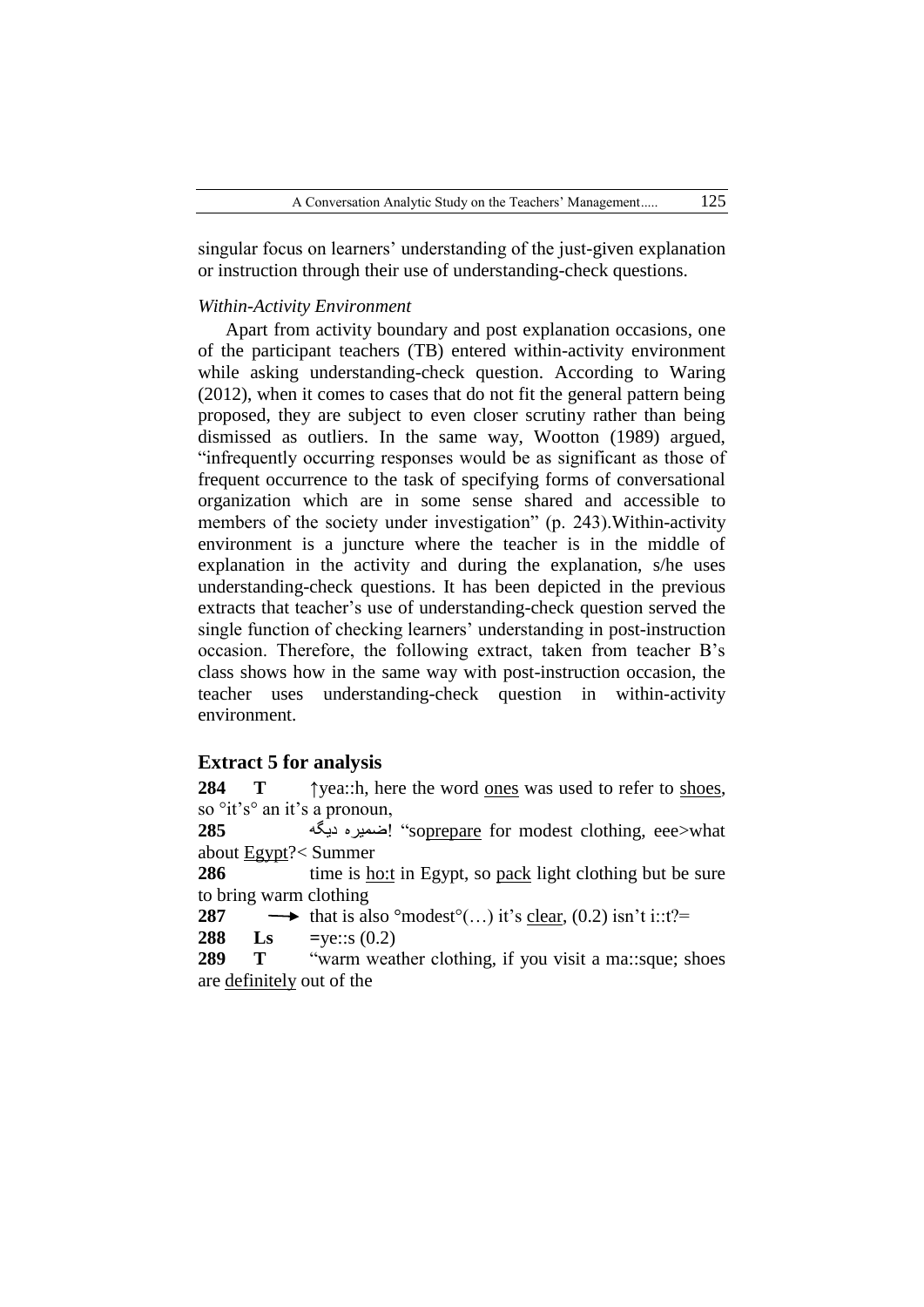singular focus on learners' understanding of the just-given explanation or instruction through their use of understanding-check questions.

*Within-Activity Environment*

Apart from activity boundary and post explanation occasions, one of the participant teachers (TB) entered within-activity environment while asking understanding-check question. According to Waring (2012), when it comes to cases that do not fit the general pattern being proposed, they are subject to even closer scrutiny rather than being dismissed as outliers. In the same way, Wootton (1989) argued, "infrequently occurring responses would be as significant as those of frequent occurrence to the task of specifying forms of conversational organization which are in some sense shared and accessible to members of the society under investigation" (p. 243).Within-activity environment is a juncture where the teacher is in the middle of explanation in the activity and during the explanation, s/he uses understanding-check questions. It has been depicted in the previous extracts that teacher's use of understanding-check question served the single function of checking learners' understanding in post-instruction occasion. Therefore, the following extract, taken from teacher B's class shows how in the same way with post-instruction occasion, the teacher uses understanding-check question in within-activity environment.

## Extract 5 for analysis

**284** **T** ↑yea::h, here the word <u>ones</u> was used to refer to <u>shoes</u>, so °it's° an it's a pronoun,

**285** ضمیره دیگه! "so<u>prepare</u> for modest clothing, eee>what about <u>Egypt</u>?< Summer

**286** time is <u>ho:t</u> in Egypt, so <u>pack</u> light clothing but be sure to bring warm clothing

**287** → that is also °modest°(…) it's <u>clear</u>, (0.2) isn't i::t?=

**288** **Ls** =ye::s (0.2)

**289** **T** "warm weather clothing, if you visit a ma::sque; shoes are <u>definitely</u> out of the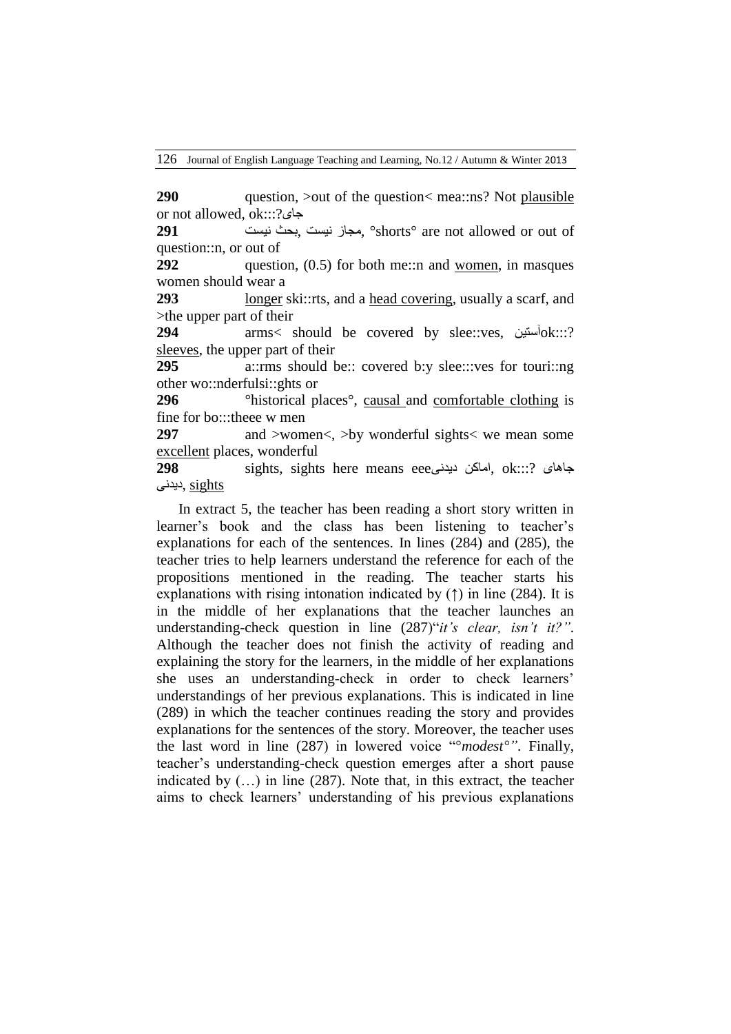**290** question, >out of the question< mea::ns? Not <u>plausible</u> or not allowed, ok:::?جای

**291** بحث نیست, مجاز نیست, °shorts° are not allowed or out of question::n, or out of

**292** question, (0.5) for both me::n and <u>women</u>, in masques women should wear a

**293** <u>longer</u> ski::rts, and a <u>head covering</u>, usually a scarf, and >the upper part of their

**294** arms< should be covered by slee::ves, آستینok:::? <u>sleeves</u>, the upper part of their

**295** a::rms should be:: covered b:y slee:::ves for touri::ng other wo::nderfulsi::ghts or

**296** °historical places°, <u>causal</u> and <u>comfortable clothing</u> is fine for bo:::theee w men

**297** and >women<, >by wonderful sights< we mean some <u>excellent</u> places, wonderful

**298** sights, sights here means eeeاماکن دیدنی, ok:::? جاهای دیدنی, <u>sights</u>

In extract 5, the teacher has been reading a short story written in learner's book and the class has been listening to teacher's explanations for each of the sentences. In lines (284) and (285), the teacher tries to help learners understand the reference for each of the propositions mentioned in the reading. The teacher starts his explanations with rising intonation indicated by (↑) in line (284). It is in the middle of her explanations that the teacher launches an understanding-check question in line (287)"*it's clear, isn't it?"*. Although the teacher does not finish the activity of reading and explaining the story for the learners, in the middle of her explanations she uses an understanding-check in order to check learners' understandings of her previous explanations. This is indicated in line (289) in which the teacher continues reading the story and provides explanations for the sentences of the story. Moreover, the teacher uses the last word in line (287) in lowered voice "*°modest°"*. Finally, teacher's understanding-check question emerges after a short pause indicated by (…) in line (287). Note that, in this extract, the teacher aims to check learners' understanding of his previous explanations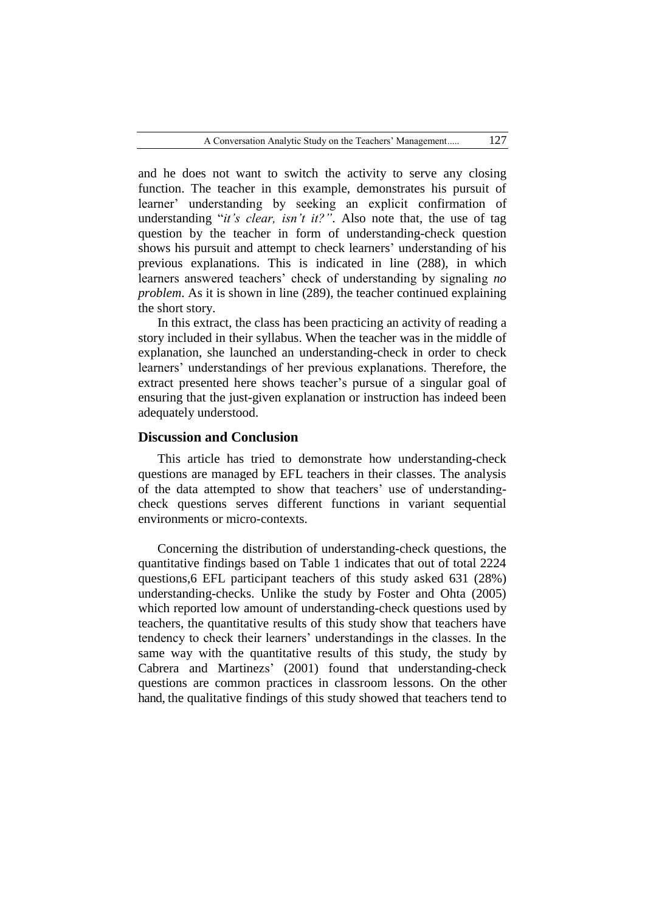and he does not want to switch the activity to serve any closing function. The teacher in this example, demonstrates his pursuit of learner' understanding by seeking an explicit confirmation of understanding "*it's clear, isn't it?"*. Also note that, the use of tag question by the teacher in form of understanding-check question shows his pursuit and attempt to check learners' understanding of his previous explanations. This is indicated in line (288), in which learners answered teachers' check of understanding by signaling *no problem*. As it is shown in line (289), the teacher continued explaining the short story.

In this extract, the class has been practicing an activity of reading a story included in their syllabus. When the teacher was in the middle of explanation, she launched an understanding-check in order to check learners' understandings of her previous explanations. Therefore, the extract presented here shows teacher's pursue of a singular goal of ensuring that the just-given explanation or instruction has indeed been adequately understood.

## Discussion and Conclusion

This article has tried to demonstrate how understanding-check questions are managed by EFL teachers in their classes. The analysis of the data attempted to show that teachers' use of understanding-check questions serves different functions in variant sequential environments or micro-contexts.

Concerning the distribution of understanding-check questions, the quantitative findings based on Table 1 indicates that out of total 2224 questions,6 EFL participant teachers of this study asked 631 (28%) understanding-checks. Unlike the study by Foster and Ohta (2005) which reported low amount of understanding-check questions used by teachers, the quantitative results of this study show that teachers have tendency to check their learners' understandings in the classes. In the same way with the quantitative results of this study, the study by Cabrera and Martinezs' (2001) found that understanding-check questions are common practices in classroom lessons. On the other hand, the qualitative findings of this study showed that teachers tend to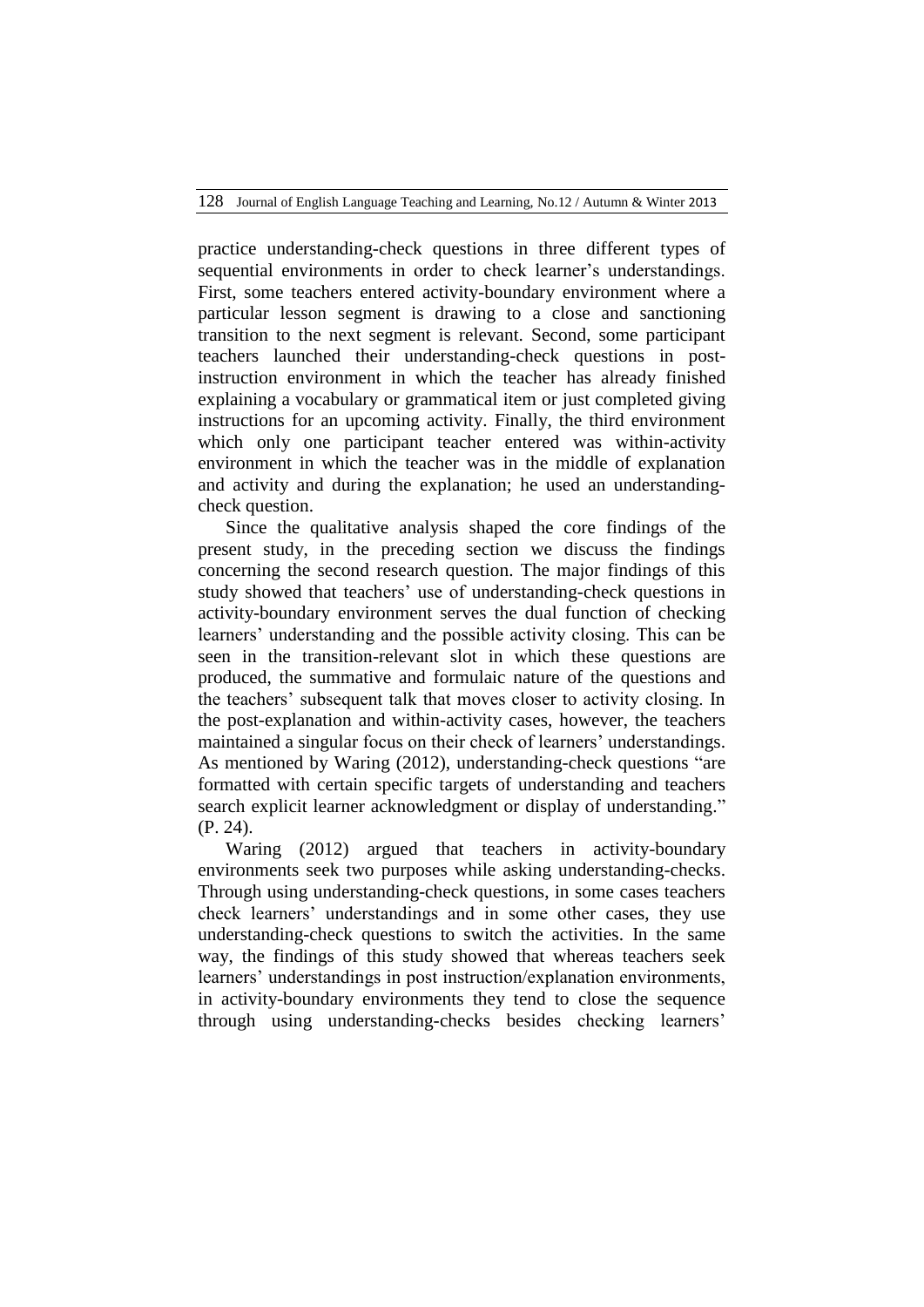practice understanding-check questions in three different types of sequential environments in order to check learner's understandings. First, some teachers entered activity-boundary environment where a particular lesson segment is drawing to a close and sanctioning transition to the next segment is relevant. Second, some participant teachers launched their understanding-check questions in post-instruction environment in which the teacher has already finished explaining a vocabulary or grammatical item or just completed giving instructions for an upcoming activity. Finally, the third environment which only one participant teacher entered was within-activity environment in which the teacher was in the middle of explanation and activity and during the explanation; he used an understanding-check question.

Since the qualitative analysis shaped the core findings of the present study, in the preceding section we discuss the findings concerning the second research question. The major findings of this study showed that teachers' use of understanding-check questions in activity-boundary environment serves the dual function of checking learners' understanding and the possible activity closing. This can be seen in the transition-relevant slot in which these questions are produced, the summative and formulaic nature of the questions and the teachers' subsequent talk that moves closer to activity closing. In the post-explanation and within-activity cases, however, the teachers maintained a singular focus on their check of learners' understandings. As mentioned by Waring (2012), understanding-check questions "are formatted with certain specific targets of understanding and teachers search explicit learner acknowledgment or display of understanding." (P. 24).

Waring (2012) argued that teachers in activity-boundary environments seek two purposes while asking understanding-checks. Through using understanding-check questions, in some cases teachers check learners' understandings and in some other cases, they use understanding-check questions to switch the activities. In the same way, the findings of this study showed that whereas teachers seek learners' understandings in post instruction/explanation environments, in activity-boundary environments they tend to close the sequence through using understanding-checks besides checking learners'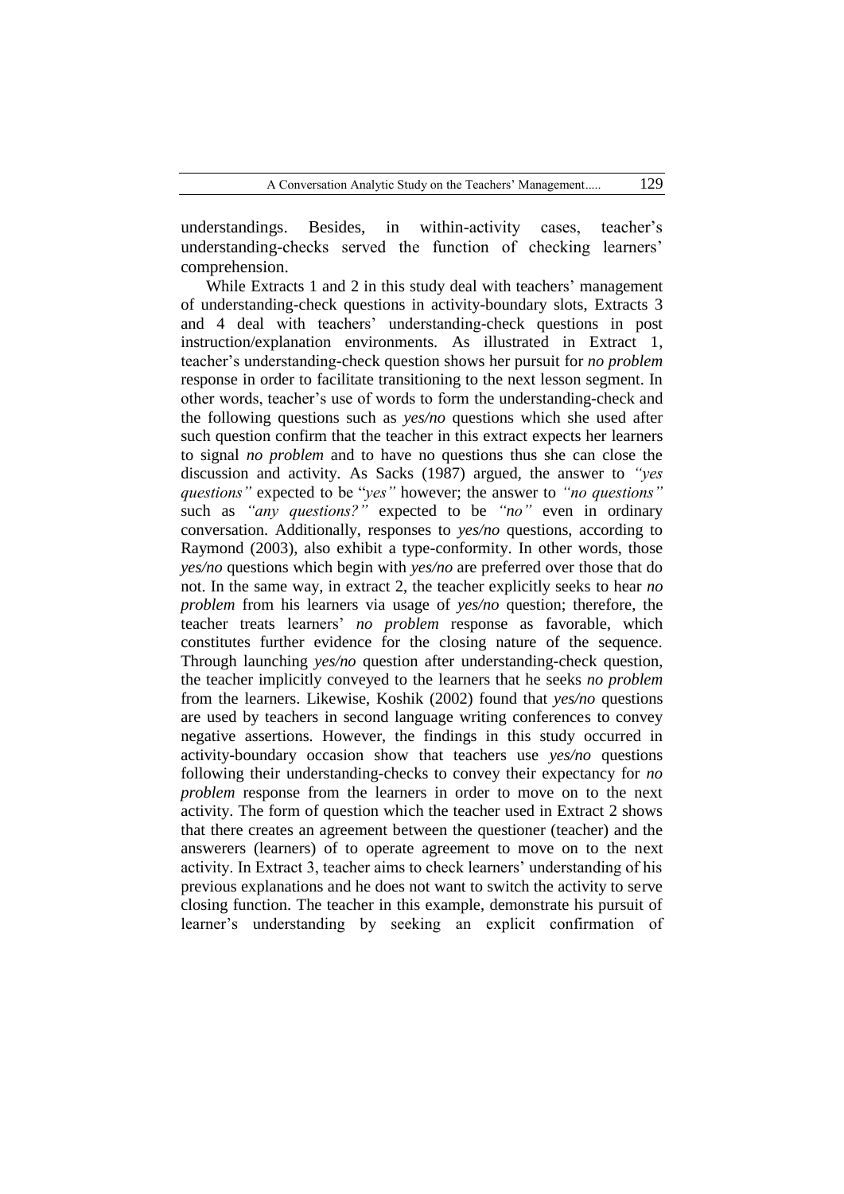understandings. Besides, in within-activity cases, teacher's understanding-checks served the function of checking learners' comprehension.

While Extracts 1 and 2 in this study deal with teachers' management of understanding-check questions in activity-boundary slots, Extracts 3 and 4 deal with teachers' understanding-check questions in post instruction/explanation environments. As illustrated in Extract 1, teacher's understanding-check question shows her pursuit for *no problem* response in order to facilitate transitioning to the next lesson segment. In other words, teacher's use of words to form the understanding-check and the following questions such as *yes/no* questions which she used after such question confirm that the teacher in this extract expects her learners to signal *no problem* and to have no questions thus she can close the discussion and activity. As Sacks (1987) argued, the answer to *"yes questions"* expected to be "*yes"* however; the answer to *"no questions"* such as *"any questions?"* expected to be *"no"* even in ordinary conversation. Additionally, responses to *yes/no* questions, according to Raymond (2003), also exhibit a type-conformity. In other words, those *yes/no* questions which begin with *yes/no* are preferred over those that do not. In the same way, in extract 2, the teacher explicitly seeks to hear *no problem* from his learners via usage of *yes/no* question; therefore, the teacher treats learners' *no problem* response as favorable, which constitutes further evidence for the closing nature of the sequence. Through launching *yes/no* question after understanding-check question, the teacher implicitly conveyed to the learners that he seeks *no problem* from the learners. Likewise, Koshik (2002) found that *yes/no* questions are used by teachers in second language writing conferences to convey negative assertions. However, the findings in this study occurred in activity-boundary occasion show that teachers use *yes/no* questions following their understanding-checks to convey their expectancy for *no problem* response from the learners in order to move on to the next activity. The form of question which the teacher used in Extract 2 shows that there creates an agreement between the questioner (teacher) and the answerers (learners) of to operate agreement to move on to the next activity. In Extract 3, teacher aims to check learners' understanding of his previous explanations and he does not want to switch the activity to serve closing function. The teacher in this example, demonstrate his pursuit of learner's understanding by seeking an explicit confirmation of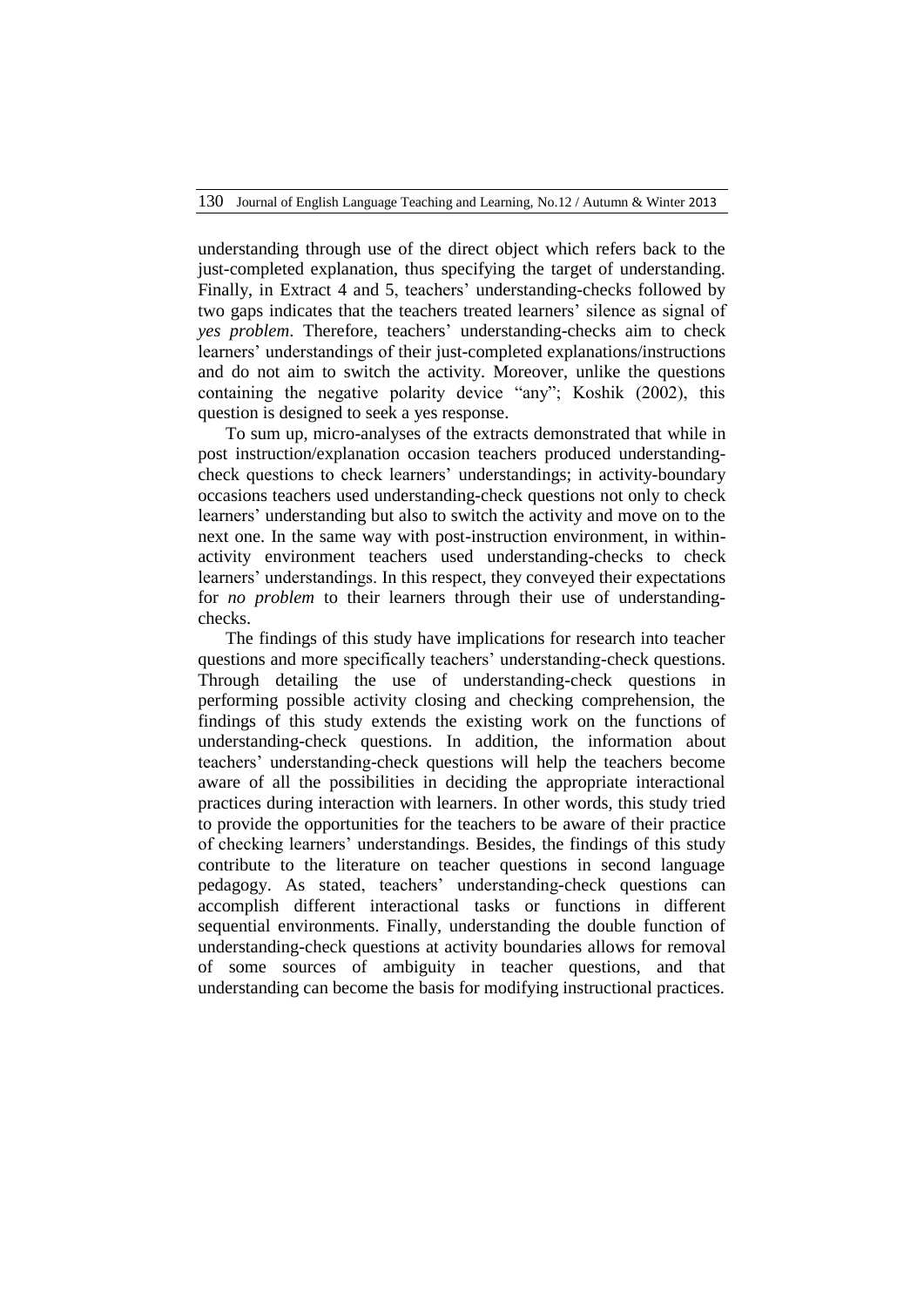understanding through use of the direct object which refers back to the just-completed explanation, thus specifying the target of understanding. Finally, in Extract 4 and 5, teachers' understanding-checks followed by two gaps indicates that the teachers treated learners' silence as signal of *yes problem*. Therefore, teachers' understanding-checks aim to check learners' understandings of their just-completed explanations/instructions and do not aim to switch the activity. Moreover, unlike the questions containing the negative polarity device "any"; Koshik (2002), this question is designed to seek a yes response.

To sum up, micro-analyses of the extracts demonstrated that while in post instruction/explanation occasion teachers produced understanding-check questions to check learners' understandings; in activity-boundary occasions teachers used understanding-check questions not only to check learners' understanding but also to switch the activity and move on to the next one. In the same way with post-instruction environment, in within-activity environment teachers used understanding-checks to check learners' understandings. In this respect, they conveyed their expectations for *no problem* to their learners through their use of understanding-checks.

The findings of this study have implications for research into teacher questions and more specifically teachers' understanding-check questions. Through detailing the use of understanding-check questions in performing possible activity closing and checking comprehension, the findings of this study extends the existing work on the functions of understanding-check questions. In addition, the information about teachers' understanding-check questions will help the teachers become aware of all the possibilities in deciding the appropriate interactional practices during interaction with learners. In other words, this study tried to provide the opportunities for the teachers to be aware of their practice of checking learners' understandings. Besides, the findings of this study contribute to the literature on teacher questions in second language pedagogy. As stated, teachers' understanding-check questions can accomplish different interactional tasks or functions in different sequential environments. Finally, understanding the double function of understanding-check questions at activity boundaries allows for removal of some sources of ambiguity in teacher questions, and that understanding can become the basis for modifying instructional practices.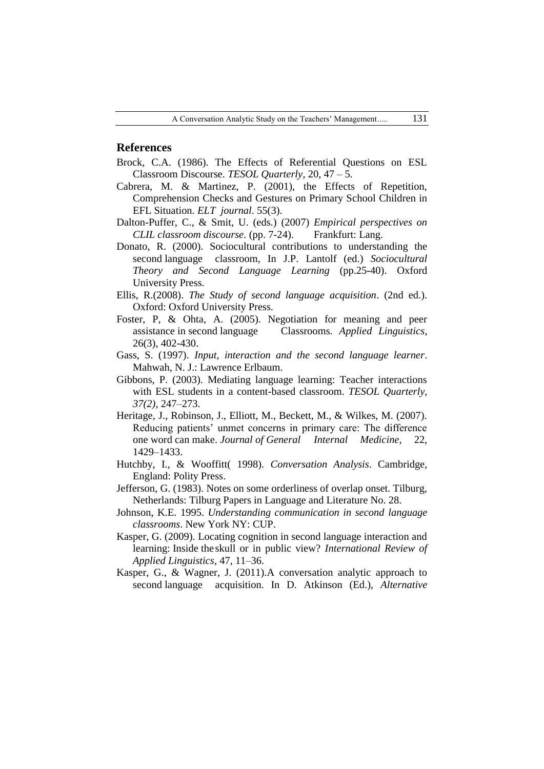## References

Brock, C.A. (1986). The Effects of Referential Questions on ESL Classroom Discourse. *TESOL Quarterly*, 20, 47 – 5.

Cabrera, M. & Martinez, P. (2001), the Effects of Repetition, Comprehension Checks and Gestures on Primary School Children in EFL Situation. *ELT journal*. 55(3).

Dalton-Puffer, C., & Smit, U. (eds.) (2007) *Empirical perspectives on CLIL classroom discourse*. (pp. 7-24). Frankfurt: Lang.

Donato, R. (2000). Sociocultural contributions to understanding the second language classroom, In J.P. Lantolf (ed.) *Sociocultural Theory and Second Language Learning* (pp.25-40). Oxford University Press.

Ellis, R.(2008). *The Study of second language acquisition*. (2nd ed.). Oxford: Oxford University Press.

Foster, P, & Ohta, A. (2005). Negotiation for meaning and peer assistance in second language Classrooms. *Applied Linguistics*, 26(3), 402-430.

Gass, S. (1997). *Input, interaction and the second language learner*. Mahwah, N. J.: Lawrence Erlbaum.

Gibbons, P. (2003). Mediating language learning: Teacher interactions with ESL students in a content-based classroom. *TESOL Quarterly, 37(2)*, 247–273.

Heritage, J., Robinson, J., Elliott, M., Beckett, M., & Wilkes, M. (2007). Reducing patients' unmet concerns in primary care: The difference one word can make. *Journal of General Internal Medicine*, 22, 1429–1433.

Hutchby, I., & Wooffitt( 1998). *Conversation Analysis*. Cambridge, England: Polity Press.

Jefferson, G. (1983). Notes on some orderliness of overlap onset. Tilburg, Netherlands: Tilburg Papers in Language and Literature No. 28.

Johnson, K.E. 1995. *Understanding communication in second language classrooms*. New York NY: CUP.

Kasper, G. (2009). Locating cognition in second language interaction and learning: Inside the skull or in public view? *International Review of Applied Linguistics*, 47, 11–36.

Kasper, G., & Wagner, J. (2011).A conversation analytic approach to second language acquisition. In D. Atkinson (Ed.), *Alternative*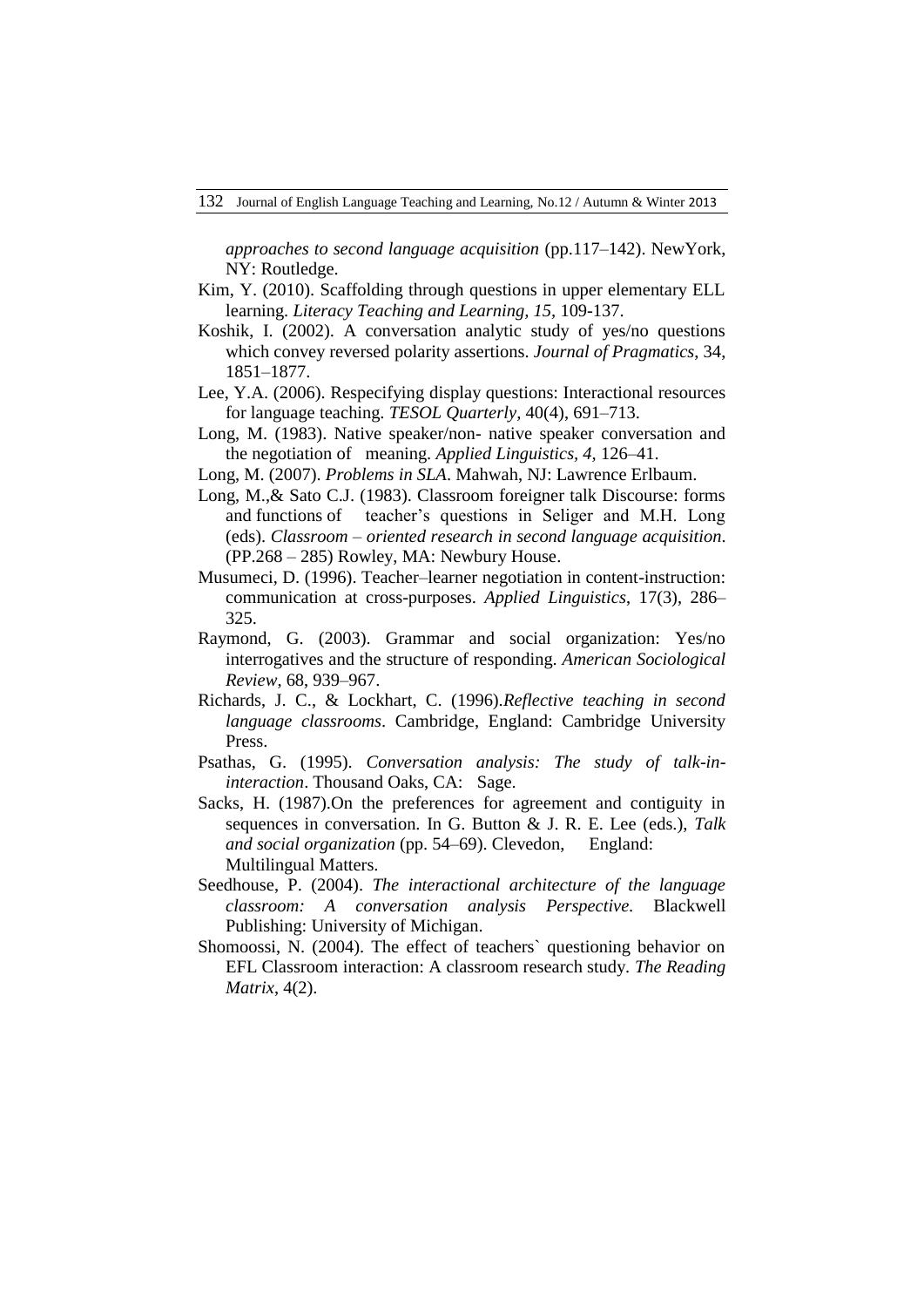*approaches to second language acquisition* (pp.117–142). NewYork, NY: Routledge.

Kim, Y. (2010). Scaffolding through questions in upper elementary ELL learning. *Literacy Teaching and Learning, 15*, 109-137.

Koshik, I. (2002). A conversation analytic study of yes/no questions which convey reversed polarity assertions. *Journal of Pragmatics*, 34, 1851–1877.

Lee, Y.A. (2006). Respecifying display questions: Interactional resources for language teaching. *TESOL Quarterly,* 40(4), 691–713.

Long, M. (1983). Native speaker/non- native speaker conversation and the negotiation of meaning. *Applied Linguistics, 4*, 126–41.

Long, M. (2007). *Problems in SLA*. Mahwah, NJ: Lawrence Erlbaum.

Long, M.,& Sato C.J. (1983). Classroom foreigner talk Discourse: forms and functions of teacher's questions in Seliger and M.H. Long (eds). *Classroom – oriented research in second language acquisition*. (PP.268 – 285) Rowley, MA: Newbury House.

Musumeci, D. (1996). Teacher–learner negotiation in content-instruction: communication at cross-purposes. *Applied Linguistics*, 17(3), 286–325.

Raymond, G. (2003). Grammar and social organization: Yes/no interrogatives and the structure of responding. *American Sociological Review*, 68, 939–967.

Richards, J. C., & Lockhart, C. (1996).*Reflective teaching in second language classrooms*. Cambridge, England: Cambridge University Press.

Psathas, G. (1995). *Conversation analysis: The study of talk-in-interaction*. Thousand Oaks, CA: Sage.

Sacks, H. (1987).On the preferences for agreement and contiguity in sequences in conversation. In G. Button & J. R. E. Lee (eds.), *Talk and social organization* (pp. 54–69). Clevedon, England: Multilingual Matters.

Seedhouse, P. (2004). *The interactional architecture of the language classroom: A conversation analysis Perspective.* Blackwell Publishing: University of Michigan.

Shomoossi, N. (2004). The effect of teachers` questioning behavior on EFL Classroom interaction: A classroom research study. *The Reading Matrix*, 4(2).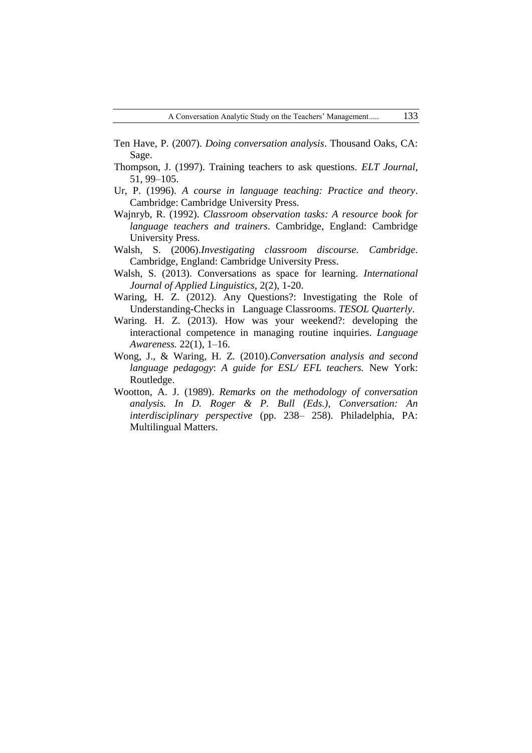Ten Have, P. (2007). *Doing conversation analysis*. Thousand Oaks, CA: Sage.

Thompson, J. (1997). Training teachers to ask questions. *ELT Journal*, 51, 99–105.

Ur, P. (1996). *A course in language teaching: Practice and theory*. Cambridge: Cambridge University Press.

Wajnryb, R. (1992). *Classroom observation tasks: A resource book for language teachers and trainers*. Cambridge, England: Cambridge University Press.

Walsh, S. (2006).*Investigating classroom discourse. Cambridge*. Cambridge, England: Cambridge University Press.

Walsh, S. (2013). Conversations as space for learning. *International Journal of Applied Linguistics*, 2(2), 1-20.

Waring, H. Z. (2012). Any Questions?: Investigating the Role of Understanding-Checks in Language Classrooms. *TESOL Quarterly*.

Waring. H. Z. (2013). How was your weekend?: developing the interactional competence in managing routine inquiries. *Language Awareness.* 22(1), 1–16.

Wong, J., & Waring, H. Z. (2010).*Conversation analysis and second language pedagogy*: *A guide for ESL/ EFL teachers.* New York: Routledge.

Wootton, A. J. (1989). *Remarks on the methodology of conversation analysis. In D. Roger & P. Bull (Eds.), Conversation: An interdisciplinary perspective* (pp. 238– 258). Philadelphia, PA: Multilingual Matters.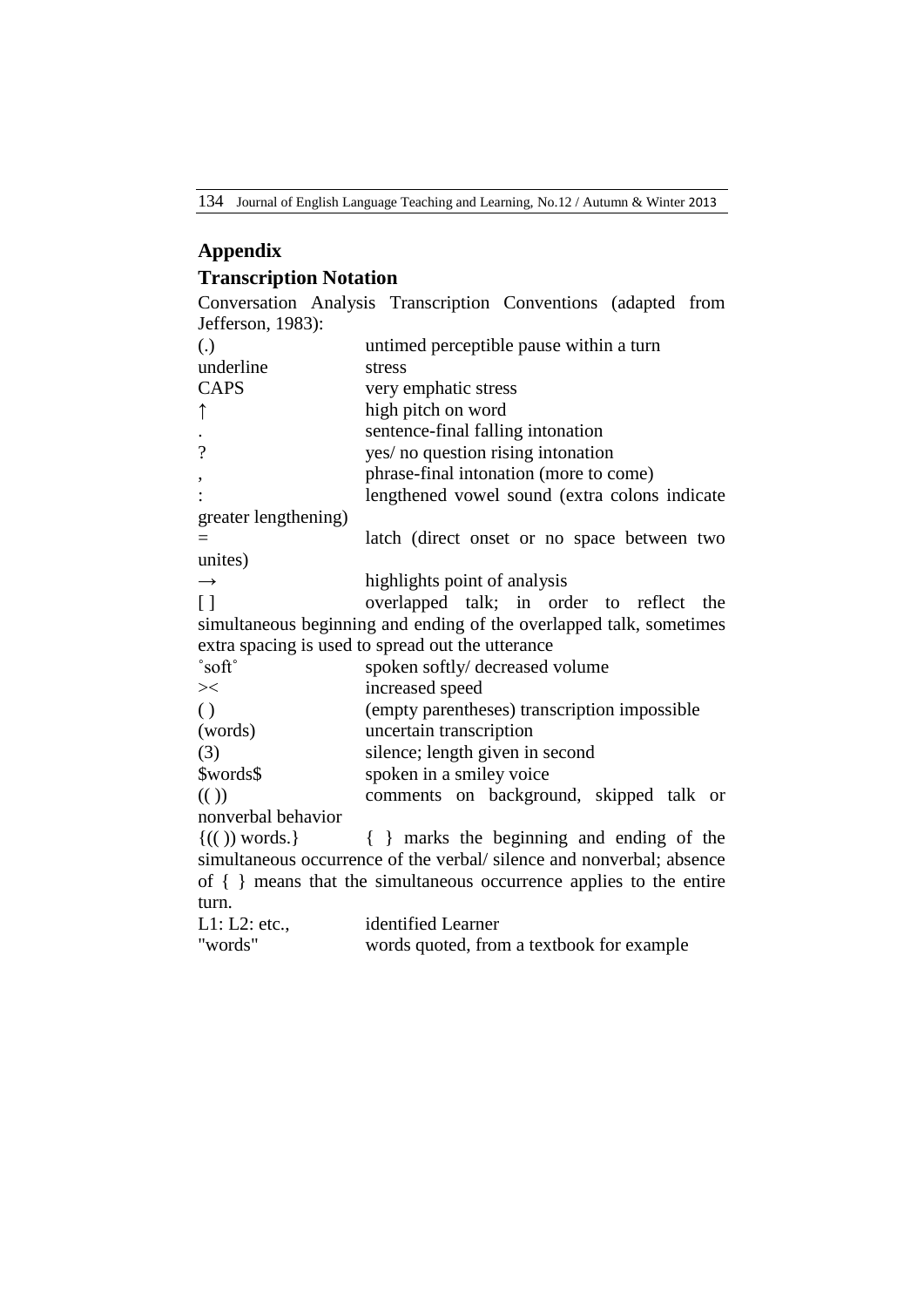## Appendix

### Transcription Notation

Conversation Analysis Transcription Conventions (adapted from Jefferson, 1983):

| | |
|---|---|
| (.) | untimed perceptible pause within a turn |
| underline | stress |
| CAPS | very emphatic stress |
| ↑ | high pitch on word |
| . | sentence-final falling intonation |
| ? | yes/ no question rising intonation |
| , | phrase-final intonation (more to come) |
| : | lengthened vowel sound (extra colons indicate greater lengthening) |
| = | latch (direct onset or no space between two unites) |
| → | highlights point of analysis |
| [ ] | overlapped talk; in order to reflect the simultaneous beginning and ending of the overlapped talk, sometimes extra spacing is used to spread out the utterance |
| ˚soft˚ | spoken softly/ decreased volume |
| >< | increased speed |
| ( ) | (empty parentheses) transcription impossible |
| (words) | uncertain transcription |
| (3) | silence; length given in second |
| $words$ | spoken in a smiley voice |
| (( )) | comments on background, skipped talk or nonverbal behavior |
| {(( )) words.} | { } marks the beginning and ending of the simultaneous occurrence of the verbal/ silence and nonverbal; absence of { } means that the simultaneous occurrence applies to the entire turn. |
| L1: L2: etc., | identified Learner |
| "words" | words quoted, from a textbook for example |